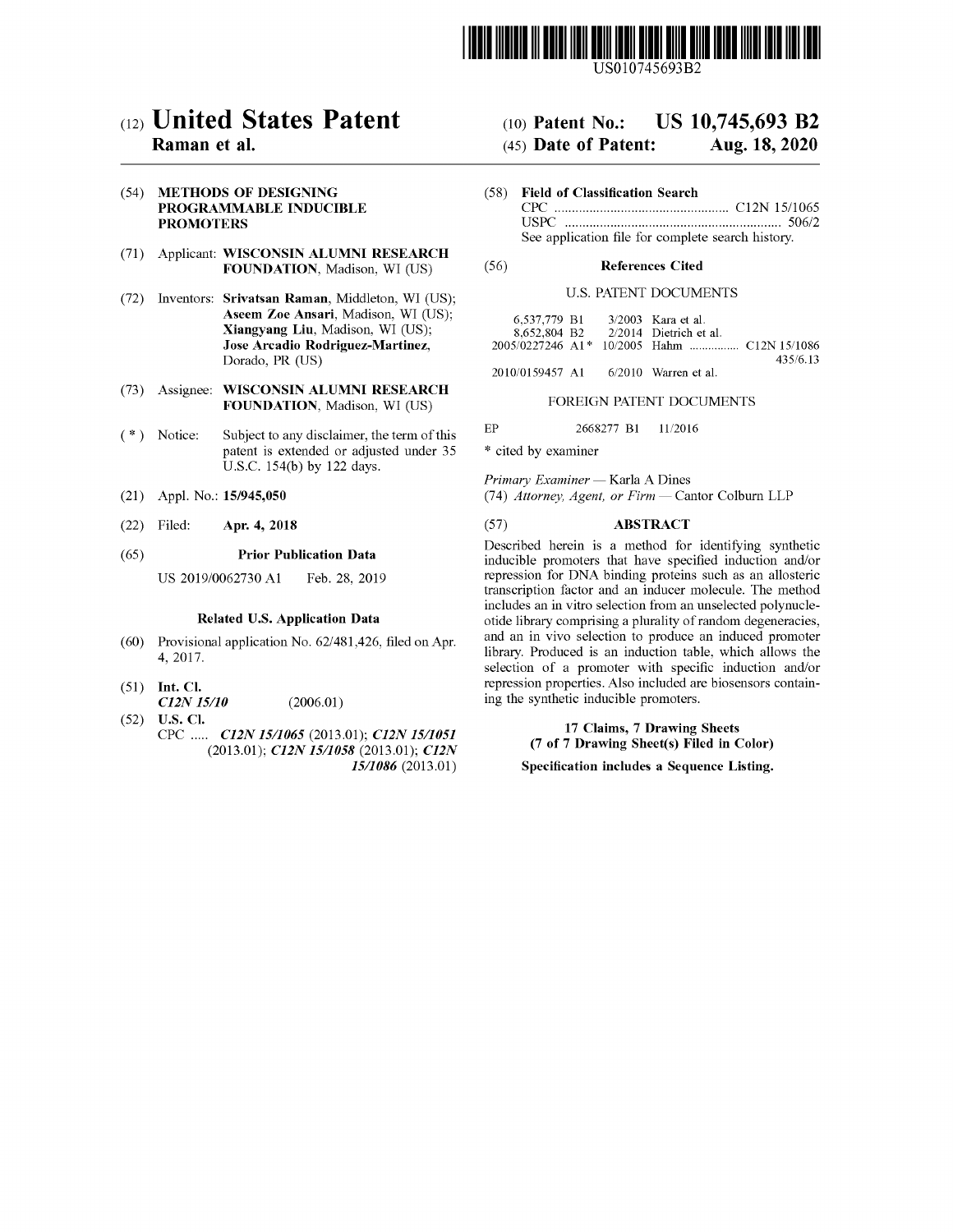US010745693B2

(12) **United States Patent**
**Raman et al.**

(10) **Patent No.: US 10,745,693 B2**
(45) **Date of Patent: Aug. 18, 2020**

(54) **METHODS OF DESIGNING PROGRAMMABLE INDUCIBLE PROMOTERS**

(71) Applicant: **WISCONSIN ALUMNI RESEARCH FOUNDATION**, Madison, WI (US)

(72) Inventors: **Srivatsan Raman**, Middleton, WI (US); **Aseem Zoe Ansari**, Madison, WI (US); **Xiangyang Liu**, Madison, WI (US); **Jose Arcadio Rodriguez-Martinez**, Dorado, PR (US)

(73) Assignee: **WISCONSIN ALUMNI RESEARCH FOUNDATION**, Madison, WI (US)

( * ) Notice: Subject to any disclaimer, the term of this patent is extended or adjusted under 35 U.S.C. 154(b) by 122 days.

(21) Appl. No.: **15/945,050**

(22) Filed: **Apr. 4, 2018**

(65) **Prior Publication Data**

US 2019/0062730 A1 Feb. 28, 2019

**Related U.S. Application Data**

(60) Provisional application No. 62/481,426, filed on Apr. 4, 2017.

(51) **Int. Cl.**
*C12N 15/10* (2006.01)

(52) **U.S. Cl.**
CPC ..... ***C12N 15/1065*** (2013.01); ***C12N 15/1051*** (2013.01); ***C12N 15/1058*** (2013.01); ***C12N 15/1086*** (2013.01)

(58) **Field of Classification Search**
CPC .................................................. C12N 15/1065
USPC .............................................................. 506/2
See application file for complete search history.

(56) **References Cited**

U.S. PATENT DOCUMENTS

| | | |
|---|---|---|
| 6,537,779 B1 | 3/2003 | Kara et al. |
| 8,652,804 B2 | 2/2014 | Dietrich et al. |
| 2005/0227246 A1* | 10/2005 | Hahm ................ C12N 15/1086 435/6.13 |
| 2010/0159457 A1 | 6/2010 | Warren et al. |

FOREIGN PATENT DOCUMENTS

| | | |
|---|---|---|
| EP | 2668277 B1 | 11/2016 |

\* cited by examiner

*Primary Examiner* — Karla A Dines
(74) *Attorney, Agent, or Firm* — Cantor Colburn LLP

(57) **ABSTRACT**

Described herein is a method for identifying synthetic inducible promoters that have specified induction and/or repression for DNA binding proteins such as an allosteric transcription factor and an inducer molecule. The method includes an in vitro selection from an unselected polynucleotide library comprising a plurality of random degeneracies, and an in vivo selection to produce an induced promoter library. Produced is an induction table, which allows the selection of a promoter with specific induction and/or repression properties. Also included are biosensors containing the synthetic inducible promoters.

**17 Claims, 7 Drawing Sheets**
**(7 of 7 Drawing Sheet(s) Filed in Color)**
**Specification includes a Sequence Listing.**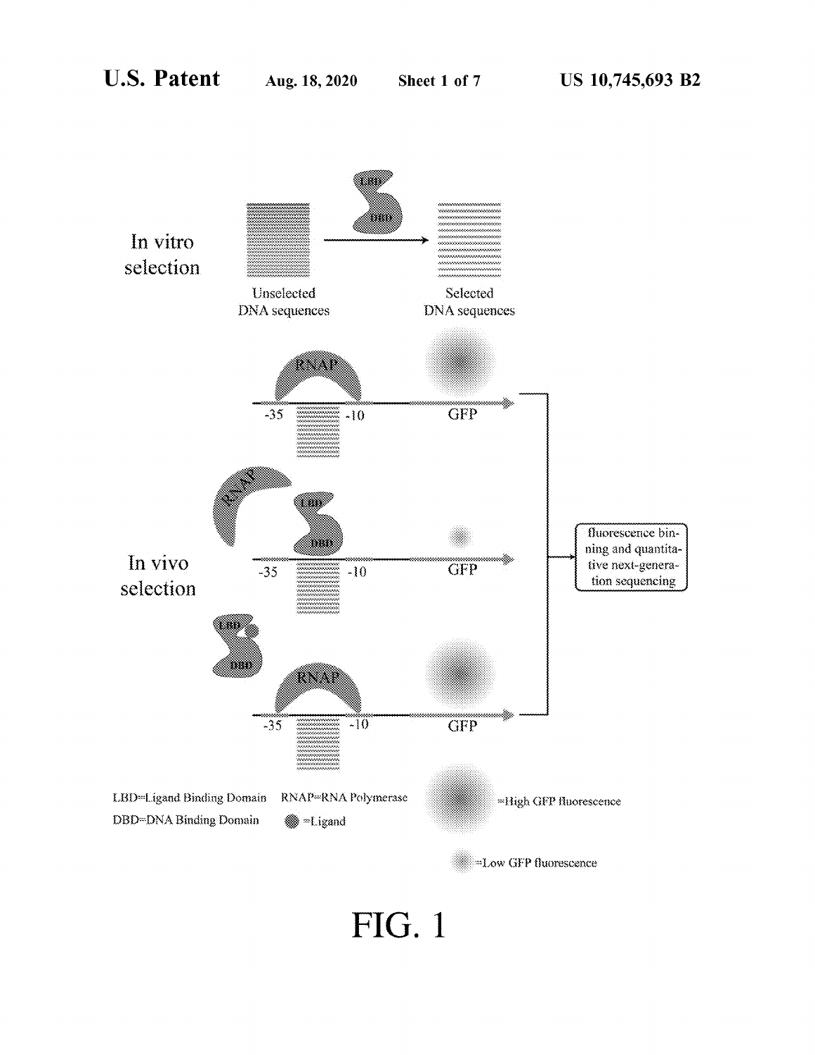FIG. 1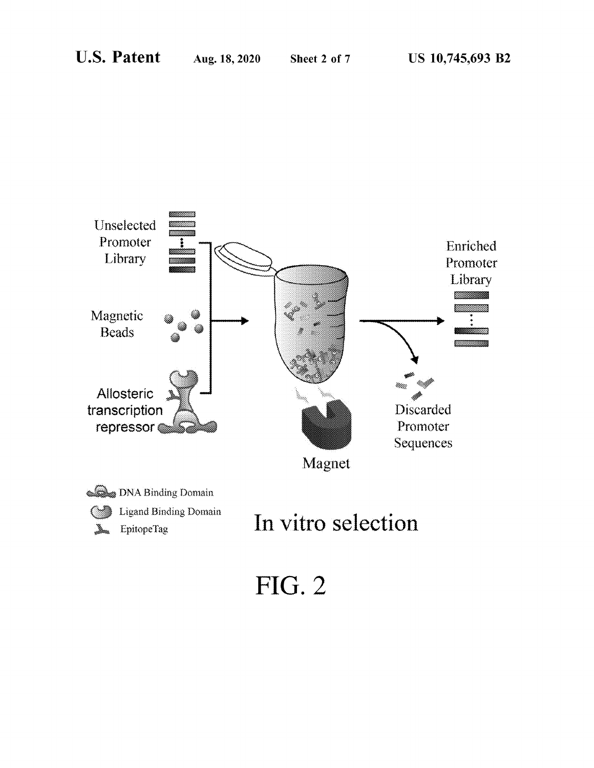Unselected Promoter Library

Magnetic Beads

Allosteric transcription repressor

Enriched Promoter Library

Discarded Promoter Sequences

Magnet

DNA Binding Domain

Ligand Binding Domain

EpitopeTag

In vitro selection

FIG. 2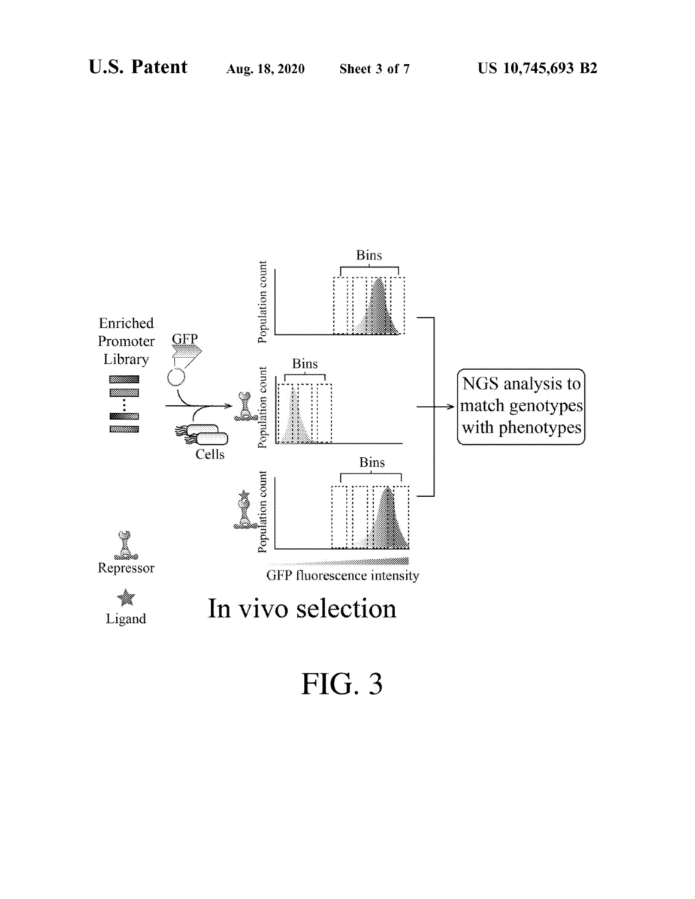Enriched Promoter Library

GFP

Cells

Repressor

Ligand

Bins

Population count

GFP fluorescence intensity

NGS analysis to match genotypes with phenotypes

In vivo selection

FIG. 3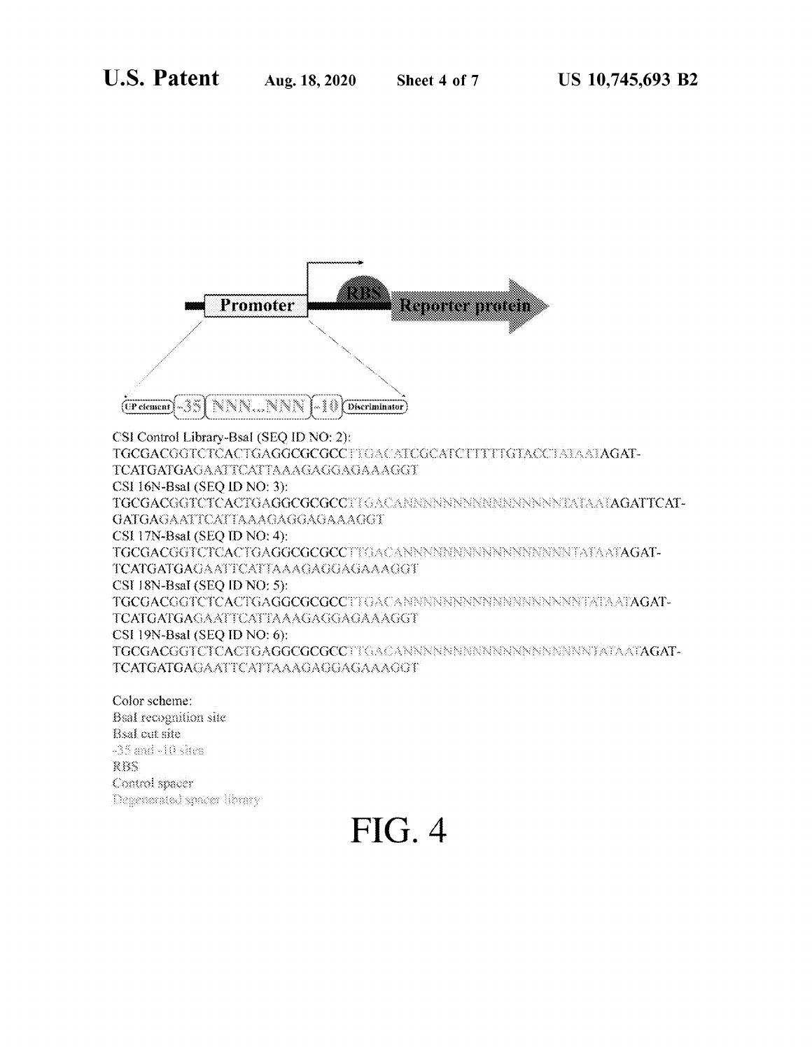Promoter — RBS — Reporter protein

UP element | -35 | NNN...NNN | -10 | Discriminator

CSI Control Library-BsaI (SEQ ID NO: 2):
TGCGACGGTCTCACTGAGGCGCGCCTTGACATCGCATCTTTTTGTACCTATAATAGAT-
TCATGATGAGAATTCATTAAAGAGGAGAAAGGT

CSI 16N-BsaI (SEQ ID NO: 3):
TGCGACGGTCTCACTGAGGCGCGCCTTGACANNNNNNNNNNNNNNNNTATAATAGATTCAT-
GATGAGAATTCATTAAAGAGGAGAAAGGT

CSI 17N-BsaI (SEQ ID NO: 4):
TGCGACGGTCTCACTGAGGCGCGCCTTGACANNNNNNNNNNNNNNNNNTATAATAGAT-
TCATGATGAGAATTCATTAAAGAGGAGAAAGGT

CSI 18N-BsaI (SEQ ID NO: 5):
TGCGACGGTCTCACTGAGGCGCGCCTTGACANNNNNNNNNNNNNNNNNNTATAATAGAT-
TCATGATGAGAATTCATTAAAGAGGAGAAAGGT

CSI 19N-BsaI (SEQ ID NO: 6):
TGCGACGGTCTCACTGAGGCGCGCCTTGACANNNNNNNNNNNNNNNNNNNTATAATAGAT-
TCATGATGAGAATTCATTAAAGAGGAGAAAGGT

Color scheme:
BsaI recognition site
BsaI cut site
-35 and -10 sites
RBS
Control spacer
Degenerated spacer library

FIG. 4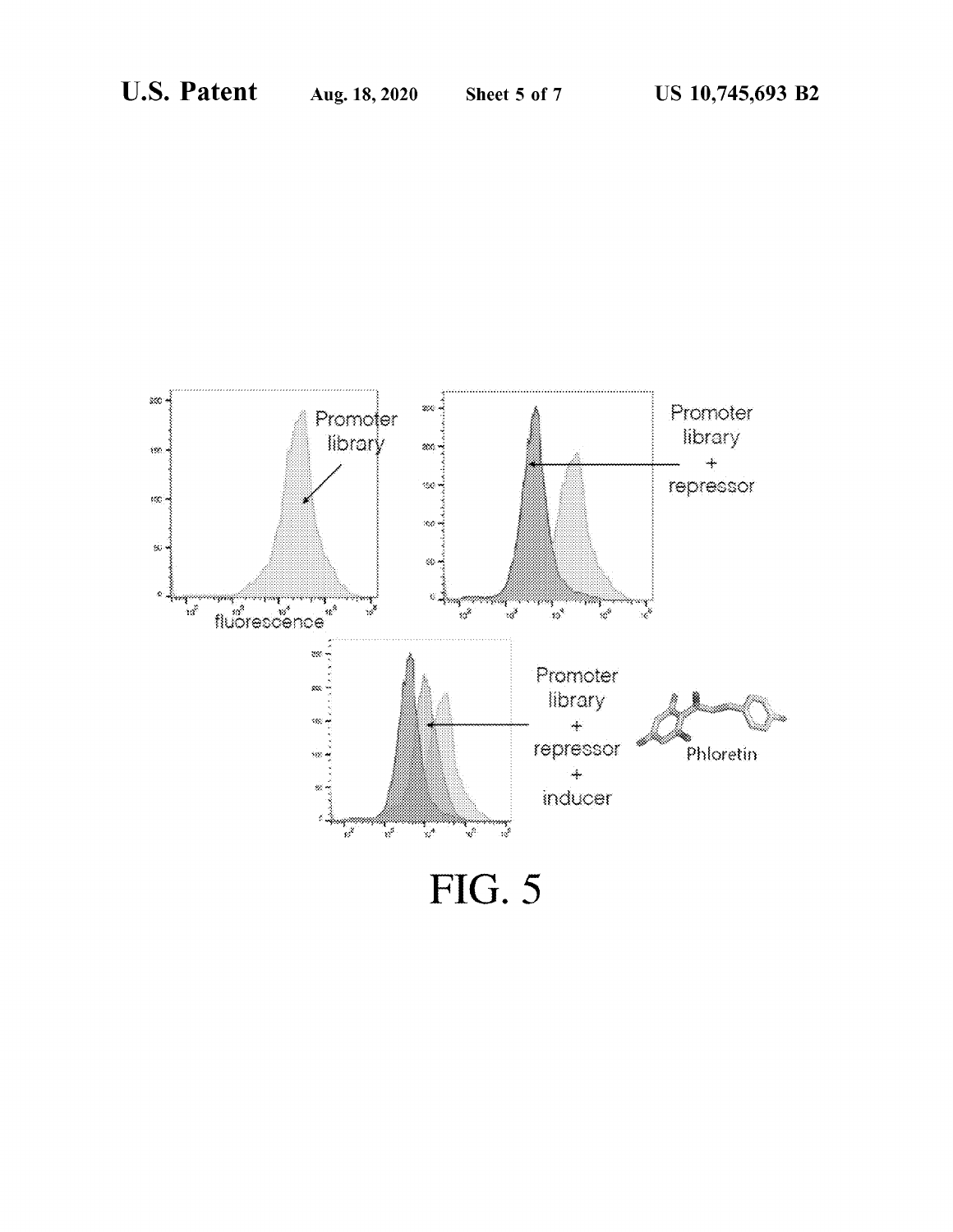FIG. 5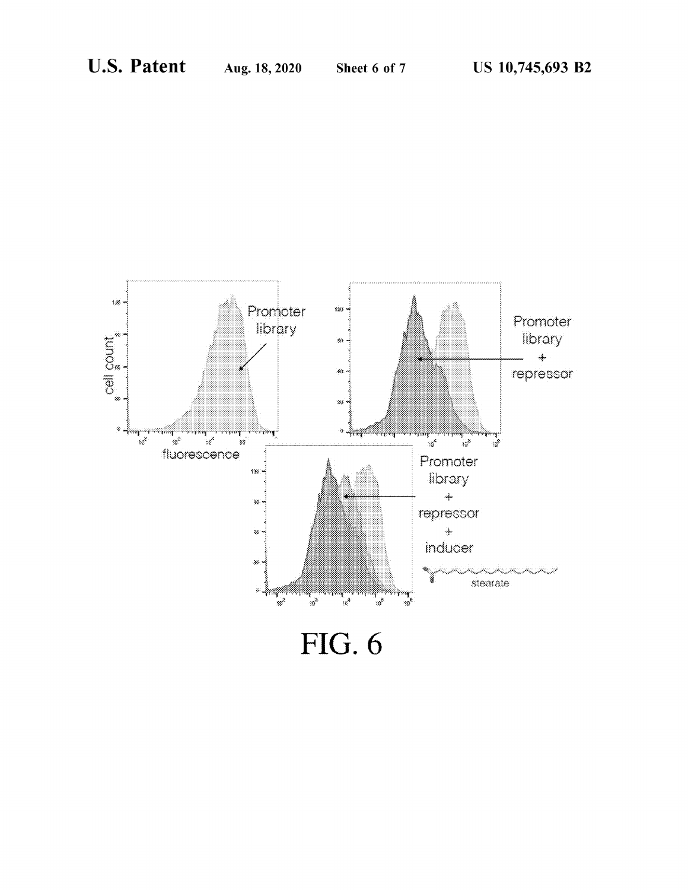FIG. 6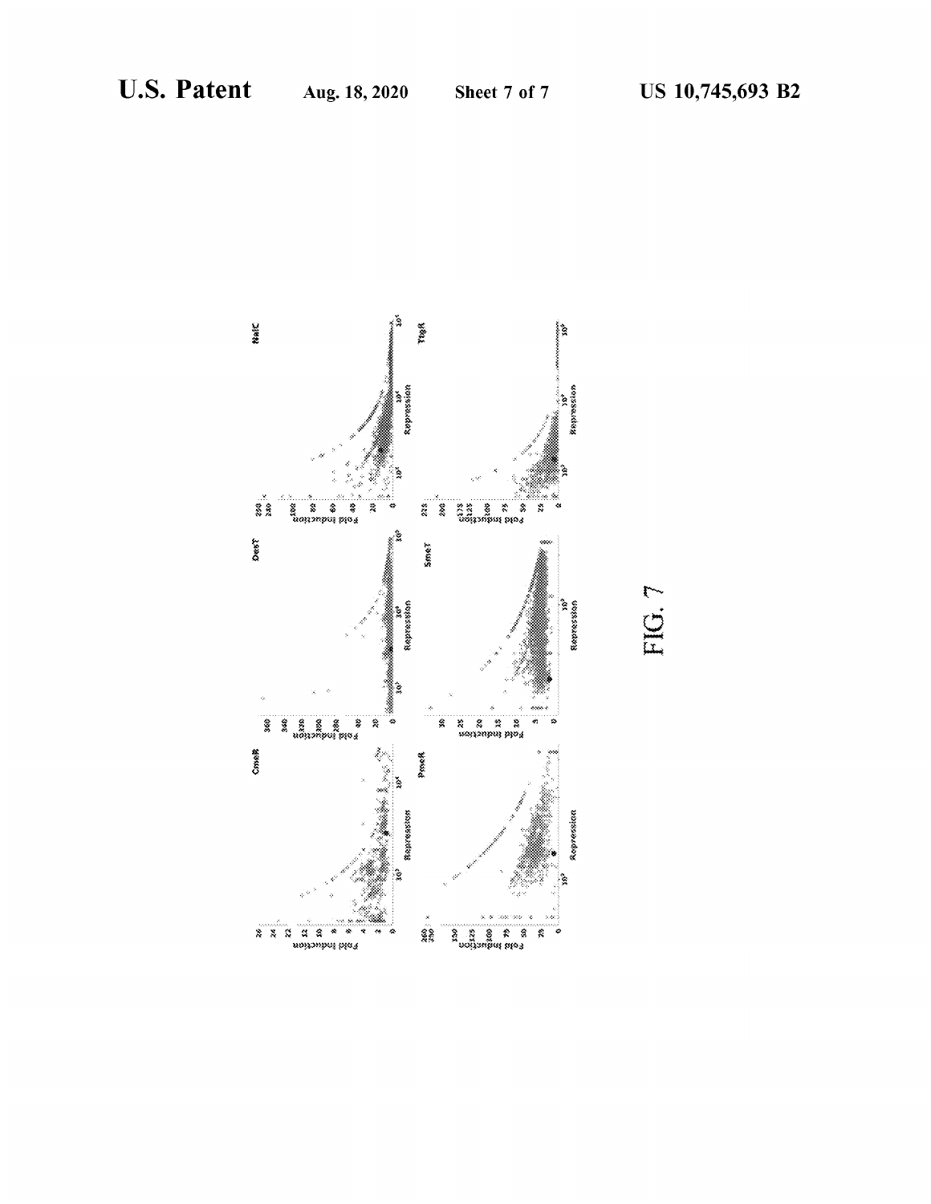FIG. 7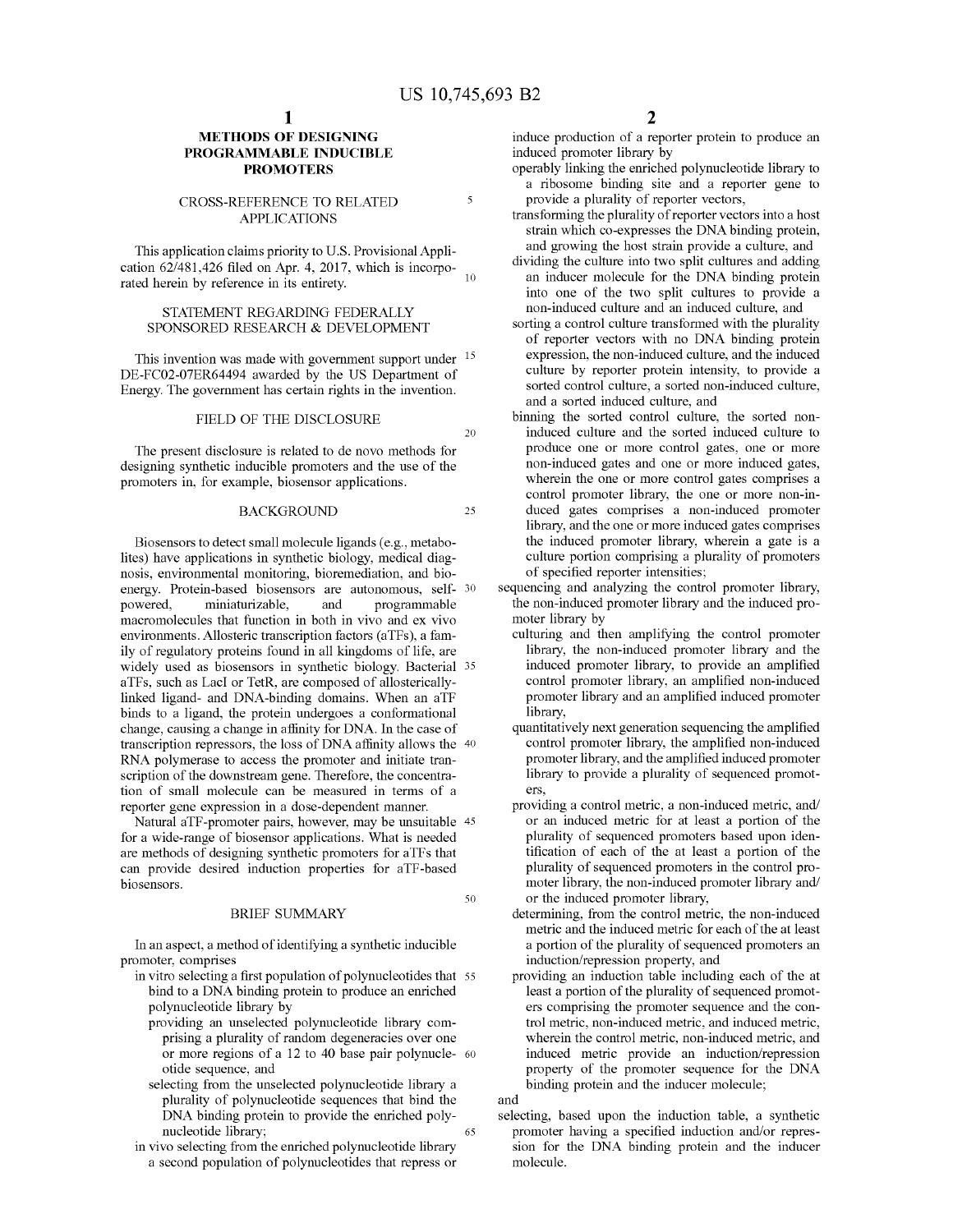# METHODS OF DESIGNING PROGRAMMABLE INDUCIBLE PROMOTERS

## CROSS-REFERENCE TO RELATED APPLICATIONS

This application claims priority to U.S. Provisional Application 62/481,426 filed on Apr. 4, 2017, which is incorporated herein by reference in its entirety.

## STATEMENT REGARDING FEDERALLY SPONSORED RESEARCH & DEVELOPMENT

This invention was made with government support under DE-FC02-07ER64494 awarded by the US Department of Energy. The government has certain rights in the invention.

## FIELD OF THE DISCLOSURE

The present disclosure is related to de novo methods for designing synthetic inducible promoters and the use of the promoters in, for example, biosensor applications.

## BACKGROUND

Biosensors to detect small molecule ligands (e.g., metabolites) have applications in synthetic biology, medical diagnosis, environmental monitoring, bioremediation, and bioenergy. Protein-based biosensors are autonomous, self-powered, miniaturizable, and programmable macromolecules that function in both in vivo and ex vivo environments. Allosteric transcription factors (aTFs), a family of regulatory proteins found in all kingdoms of life, are widely used as biosensors in synthetic biology. Bacterial aTFs, such as LacI or TetR, are composed of allosterically-linked ligand- and DNA-binding domains. When an aTF binds to a ligand, the protein undergoes a conformational change, causing a change in affinity for DNA. In the case of transcription repressors, the loss of DNA affinity allows the RNA polymerase to access the promoter and initiate transcription of the downstream gene. Therefore, the concentration of small molecule can be measured in terms of a reporter gene expression in a dose-dependent manner.

Natural aTF-promoter pairs, however, may be unsuitable for a wide-range of biosensor applications. What is needed are methods of designing synthetic promoters for aTFs that can provide desired induction properties for aTF-based biosensors.

## BRIEF SUMMARY

In an aspect, a method of identifying a synthetic inducible promoter, comprises

- in vitro selecting a first population of polynucleotides that bind to a DNA binding protein to produce an enriched polynucleotide library by
  - providing an unselected polynucleotide library comprising a plurality of random degeneracies over one or more regions of a 12 to 40 base pair polynucleotide sequence, and
  - selecting from the unselected polynucleotide library a plurality of polynucleotide sequences that bind the DNA binding protein to provide the enriched polynucleotide library;
- in vivo selecting from the enriched polynucleotide library a second population of polynucleotides that repress or induce production of a reporter protein to produce an induced promoter library by
  - operably linking the enriched polynucleotide library to a ribosome binding site and a reporter gene to provide a plurality of reporter vectors,
  - transforming the plurality of reporter vectors into a host strain which co-expresses the DNA binding protein, and growing the host strain provide a culture, and
  - dividing the culture into two split cultures and adding an inducer molecule for the DNA binding protein into one of the two split cultures to provide a non-induced culture and an induced culture, and
  - sorting a control culture transformed with the plurality of reporter vectors with no DNA binding protein expression, the non-induced culture, and the induced culture by reporter protein intensity, to provide a sorted control culture, a sorted non-induced culture, and a sorted induced culture, and
  - binning the sorted control culture, the sorted non-induced culture and the sorted induced culture to produce one or more control gates, one or more non-induced gates and one or more induced gates, wherein the one or more control gates comprises a control promoter library, the one or more non-induced gates comprises a non-induced promoter library, and the one or more induced gates comprises the induced promoter library, wherein a gate is a culture portion comprising a plurality of promoters of specified reporter intensities;
- sequencing and analyzing the control promoter library, the non-induced promoter library and the induced promoter library by
  - culturing and then amplifying the control promoter library, the non-induced promoter library and the induced promoter library, to provide an amplified control promoter library, an amplified non-induced promoter library and an amplified induced promoter library,
  - quantitatively next generation sequencing the amplified control promoter library, the amplified non-induced promoter library, and the amplified induced promoter library to provide a plurality of sequenced promoters,
  - providing a control metric, a non-induced metric, and/or an induced metric for at least a portion of the plurality of sequenced promoters based upon identification of each of the at least a portion of the plurality of sequenced promoters in the control promoter library, the non-induced promoter library and/or the induced promoter library,
  - determining, from the control metric, the non-induced metric and the induced metric for each of the at least a portion of the plurality of sequenced promoters an induction/repression property, and
  - providing an induction table including each of the at least a portion of the plurality of sequenced promoters comprising the promoter sequence and the control metric, non-induced metric, and induced metric, wherein the control metric, non-induced metric, and induced metric provide an induction/repression property of the promoter sequence for the DNA binding protein and the inducer molecule;

and

- selecting, based upon the induction table, a synthetic promoter having a specified induction and/or repression for the DNA binding protein and the inducer molecule.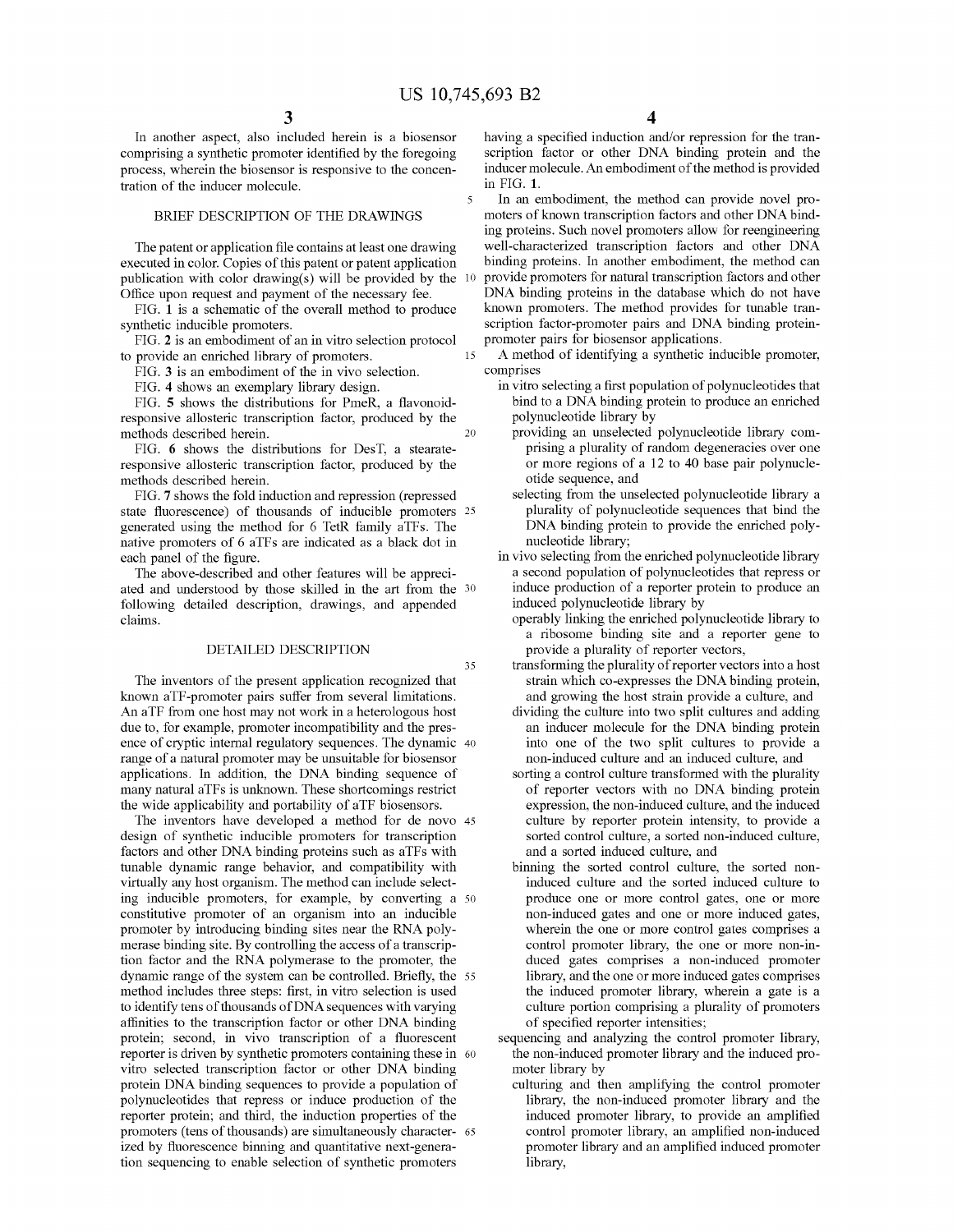In another aspect, also included herein is a biosensor comprising a synthetic promoter identified by the foregoing process, wherein the biosensor is responsive to the concentration of the inducer molecule.

## BRIEF DESCRIPTION OF THE DRAWINGS

The patent or application file contains at least one drawing executed in color. Copies of this patent or patent application publication with color drawing(s) will be provided by the Office upon request and payment of the necessary fee.

FIG. 1 is a schematic of the overall method to produce synthetic inducible promoters.

FIG. 2 is an embodiment of an in vitro selection protocol to provide an enriched library of promoters.

FIG. 3 is an embodiment of the in vivo selection.

FIG. 4 shows an exemplary library design.

FIG. 5 shows the distributions for PmeR, a flavonoid-responsive allosteric transcription factor, produced by the methods described herein.

FIG. 6 shows the distributions for DesT, a stearate-responsive allosteric transcription factor, produced by the methods described herein.

FIG. 7 shows the fold induction and repression (repressed state fluorescence) of thousands of inducible promoters generated using the method for 6 TetR family aTFs. The native promoters of 6 aTFs are indicated as a black dot in each panel of the figure.

The above-described and other features will be appreciated and understood by those skilled in the art from the following detailed description, drawings, and appended claims.

## DETAILED DESCRIPTION

The inventors of the present application recognized that known aTF-promoter pairs suffer from several limitations. An aTF from one host may not work in a heterologous host due to, for example, promoter incompatibility and the presence of cryptic internal regulatory sequences. The dynamic range of a natural promoter may be unsuitable for biosensor applications. In addition, the DNA binding sequence of many natural aTFs is unknown. These shortcomings restrict the wide applicability and portability of aTF biosensors.

The inventors have developed a method for de novo design of synthetic inducible promoters for transcription factors and other DNA binding proteins such as aTFs with tunable dynamic range behavior, and compatibility with virtually any host organism. The method can include selecting inducible promoters, for example, by converting a constitutive promoter of an organism into an inducible promoter by introducing binding sites near the RNA polymerase binding site. By controlling the access of a transcription factor and the RNA polymerase to the promoter, the dynamic range of the system can be controlled. Briefly, the method includes three steps: first, in vitro selection is used to identify tens of thousands of DNA sequences with varying affinities to the transcription factor or other DNA binding protein; second, in vivo transcription of a fluorescent reporter is driven by synthetic promoters containing these in vitro selected transcription factor or other DNA binding protein DNA binding sequences to provide a population of polynucleotides that repress or induce production of the reporter protein; and third, the induction properties of the promoters (tens of thousands) are simultaneously characterized by fluorescence binning and quantitative next-generation sequencing to enable selection of synthetic promoters having a specified induction and/or repression for the transcription factor or other DNA binding protein and the inducer molecule. An embodiment of the method is provided in FIG. 1.

In an embodiment, the method can provide novel promoters of known transcription factors and other DNA binding proteins. Such novel promoters allow for reengineering well-characterized transcription factors and other DNA binding proteins. In another embodiment, the method can provide promoters for natural transcription factors and other DNA binding proteins in the database which do not have known promoters. The method provides for tunable transcription factor-promoter pairs and DNA binding protein-promoter pairs for biosensor applications.

A method of identifying a synthetic inducible promoter, comprises

- in vitro selecting a first population of polynucleotides that bind to a DNA binding protein to produce an enriched polynucleotide library by
  - providing an unselected polynucleotide library comprising a plurality of random degeneracies over one or more regions of a 12 to 40 base pair polynucleotide sequence, and
  - selecting from the unselected polynucleotide library a plurality of polynucleotide sequences that bind the DNA binding protein to provide the enriched polynucleotide library;
- in vivo selecting from the enriched polynucleotide library a second population of polynucleotides that repress or induce production of a reporter protein to produce an induced polynucleotide library by
  - operably linking the enriched polynucleotide library to a ribosome binding site and a reporter gene to provide a plurality of reporter vectors,
  - transforming the plurality of reporter vectors into a host strain which co-expresses the DNA binding protein, and growing the host strain provide a culture, and
  - dividing the culture into two split cultures and adding an inducer molecule for the DNA binding protein into one of the two split cultures to provide a non-induced culture and an induced culture, and
  - sorting a control culture transformed with the plurality of reporter vectors with no DNA binding protein expression, the non-induced culture, and the induced culture by reporter protein intensity, to provide a sorted control culture, a sorted non-induced culture, and a sorted induced culture, and
  - binning the sorted control culture, the sorted non-induced culture and the sorted induced culture to produce one or more control gates, one or more non-induced gates and one or more induced gates, wherein the one or more control gates comprises a control promoter library, the one or more non-induced gates comprises a non-induced promoter library, and the one or more induced gates comprises the induced promoter library, wherein a gate is a culture portion comprising a plurality of promoters of specified reporter intensities;
- sequencing and analyzing the control promoter library, the non-induced promoter library and the induced promoter library by
  - culturing and then amplifying the control promoter library, the non-induced promoter library and the induced promoter library, to provide an amplified control promoter library, an amplified non-induced promoter library and an amplified induced promoter library,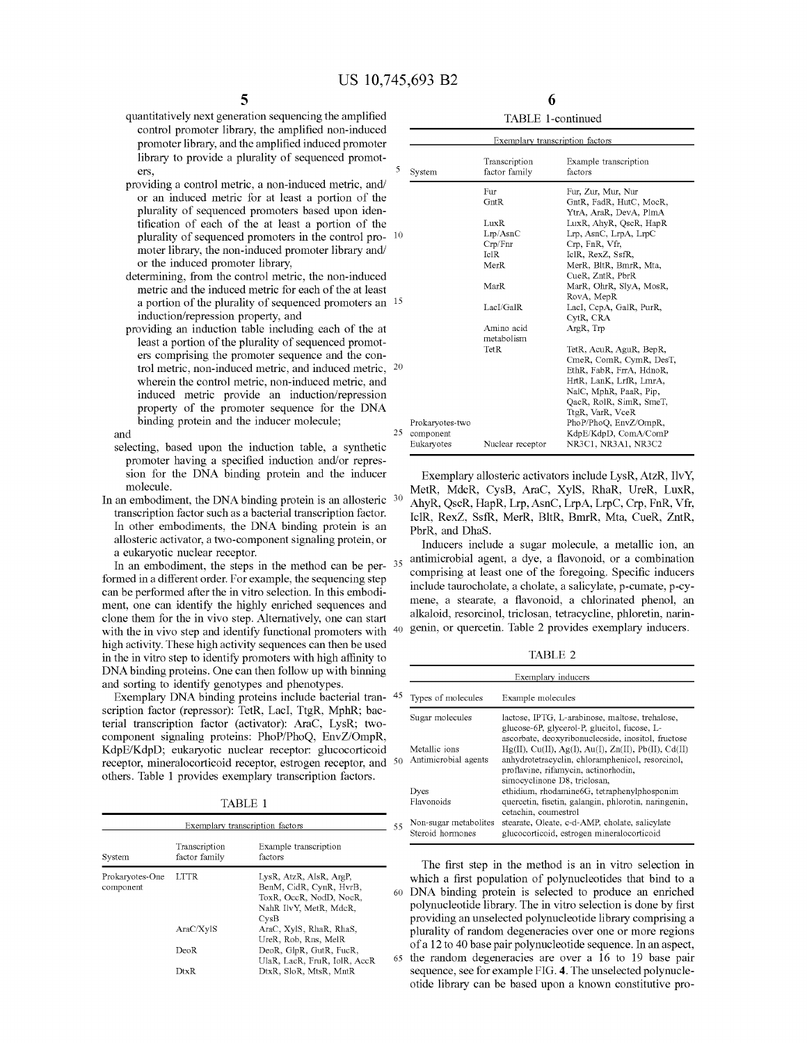quantitatively next generation sequencing the amplified control promoter library, the amplified non-induced promoter library, and the amplified induced promoter library to provide a plurality of sequenced promoters,

providing a control metric, a non-induced metric, and/or an induced metric for at least a portion of the plurality of sequenced promoters based upon identification of each of the at least a portion of the plurality of sequenced promoters in the control promoter library, the non-induced promoter library and/or the induced promoter library,

determining, from the control metric, the non-induced metric and the induced metric for each of the at least a portion of the plurality of sequenced promoters an induction/repression property, and

providing an induction table including each of the at least a portion of the plurality of sequenced promoters comprising the promoter sequence and the control metric, non-induced metric, and induced metric, wherein the control metric, non-induced metric, and induced metric provide an induction/repression property of the promoter sequence for the DNA binding protein and the inducer molecule;

and

selecting, based upon the induction table, a synthetic promoter having a specified induction and/or repression for the DNA binding protein and the inducer molecule.

In an embodiment, the DNA binding protein is an allosteric transcription factor such as a bacterial transcription factor. In other embodiments, the DNA binding protein is an allosteric activator, a two-component signaling protein, or a eukaryotic nuclear receptor.

In an embodiment, the steps in the method can be performed in a different order. For example, the sequencing step can be performed after the in vitro selection. In this embodiment, one can identify the highly enriched sequences and clone them for the in vivo step. Alternatively, one can start with the in vivo step and identify functional promoters with high activity. These high activity sequences can then be used in the in vitro step to identify promoters with high affinity to DNA binding proteins. One can then follow up with binning and sorting to identify genotypes and phenotypes.

Exemplary DNA binding proteins include bacterial transcription factor (repressor): TetR, LacI, TtgR, MphR; bacterial transcription factor (activator): AraC, LysR; two-component signaling proteins: PhoP/PhoQ, EnvZ/OmpR, KdpE/KdpD; eukaryotic nuclear receptor: glucocorticoid receptor, mineralocorticoid receptor, estrogen receptor, and others. Table 1 provides exemplary transcription factors.

TABLE 1

| Exemplary transcription factors | | |
|---|---|---|
| System | Transcription factor family | Example transcription factors |
| Prokaryotes-One component | LTTR | LysR, AtzR, AlsR, ArgP, BenM, CidR, CynR, HvrB, ToxR, OccR, NodD, NocR, NahR IlvY, MetR, MdcR, CysB |
| | AraC/XylS | AraC, XylS, RhaR, RhaS, UreR, Rob, Rns, MelR |
| | DeoR | DeoR, GlpR, GutR, FucR, UlaR, LacR, FruR, IolR, AccR |
| | DtxR | DtxR, SloR, MtsR, MntR |
| | Fur | Fur, Zur, Mur, Nur |
| | GntR | GntR, FadR, HutC, MocR, YtrA, AraR, DevA, PlmA |
| | LuxR | LuxR, AhyR, QscR, HapR |
| | Lrp/AsnC | Lrp, AsnC, LrpA, LrpC |
| | Crp/Fnr | Crp, FnR, Vfr, |
| | IclR | IclR, RexZ, SsfR, |
| | MerR | MerR, BltR, BmrR, Mta, CueR, ZntR, PbrR |
| | MarR | MarR, OhrR, SlyA, MosR, RovA, MepR |
| | LacI/GalR | LacI, CcpA, GalR, PurR, CytR, CRA |
| | Amino acid metabolism | ArgR, Trp |
| | TetR | TetR, AcuR, AguR, BepR, CmeR, ComR, CymR, DesT, EthR, FabR, FrrA, HdnoR, HrtR, LanK, LrfR, LmrA, NalC, MphR, PaaR, Pip, QacR, RolR, SimR, SmeT, TtgR, VarR, VceR |
| Prokaryotes-two component | | PhoP/PhoQ, EnvZ/OmpR, KdpE/KdpD, ComA/ComP |
| Eukaryotes | Nuclear receptor | NR3C1, NR3A1, NR3C2 |

Exemplary allosteric activators include LysR, AtzR, IlvY, MetR, MdcR, CysB, AraC, XylS, RhaR, UreR, LuxR, AhyR, QscR, HapR, Lrp, AsnC, LrpA, LrpC, Crp, FnR, Vfr, IclR, RexZ, SsfR, MerR, BltR, BmrR, Mta, CueR, ZntR, PbrR, and DhaS.

Inducers include a sugar molecule, a metallic ion, an antimicrobial agent, a dye, a flavonoid, or a combination comprising at least one of the foregoing. Specific inducers include taurocholate, a cholate, a salicylate, p-cumate, p-cymene, a stearate, a flavonoid, a chlorinated phenol, an alkaloid, resorcinol, triclosan, tetracycline, phloretin, naringenin, or quercetin. Table 2 provides exemplary inducers.

TABLE 2

| Exemplary inducers | |
|---|---|
| Types of molecules | Example molecules |
| Sugar molecules | lactose, IPTG, L-arabinose, maltose, trehalose, glucose-6P, glycerol-P, glucitol, fucose, L-ascorbate, deoxyribonucleoside, inositol, fructose |
| Metallic ions | Hg(II), Cu(II), Ag(I), Au(I), Zn(II), Pb(II), Cd(II) |
| Antimicrobial agents | anhydrotetracyclin, chloramphenicol, resorcinol, proflavine, rifamycin, actinorhodin, simocyclinone D8, triclosan, |
| Dyes | ethidium, rhodamine6G, tetraphenylphosponim |
| Flavonoids | quercetin, fisetin, galangin, phlorotin, naringenin, cetachin, coumestrol |
| Non-sugar metabolites | stearate, Oleate, c-d-AMP, cholate, salicylate |
| Steroid hormones | glucocorticoid, estrogen mineralocorticoid |

The first step in the method is an in vitro selection in which a first population of polynucleotides that bind to a DNA binding protein is selected to produce an enriched polynucleotide library. The in vitro selection is done by first providing an unselected polynucleotide library comprising a plurality of random degeneracies over one or more regions of a 12 to 40 base pair polynucleotide sequence. In an aspect, the random degeneracies are over a 16 to 19 base pair sequence, see for example FIG. 4. The unselected polynucleotide library can be based upon a known constitutive pro-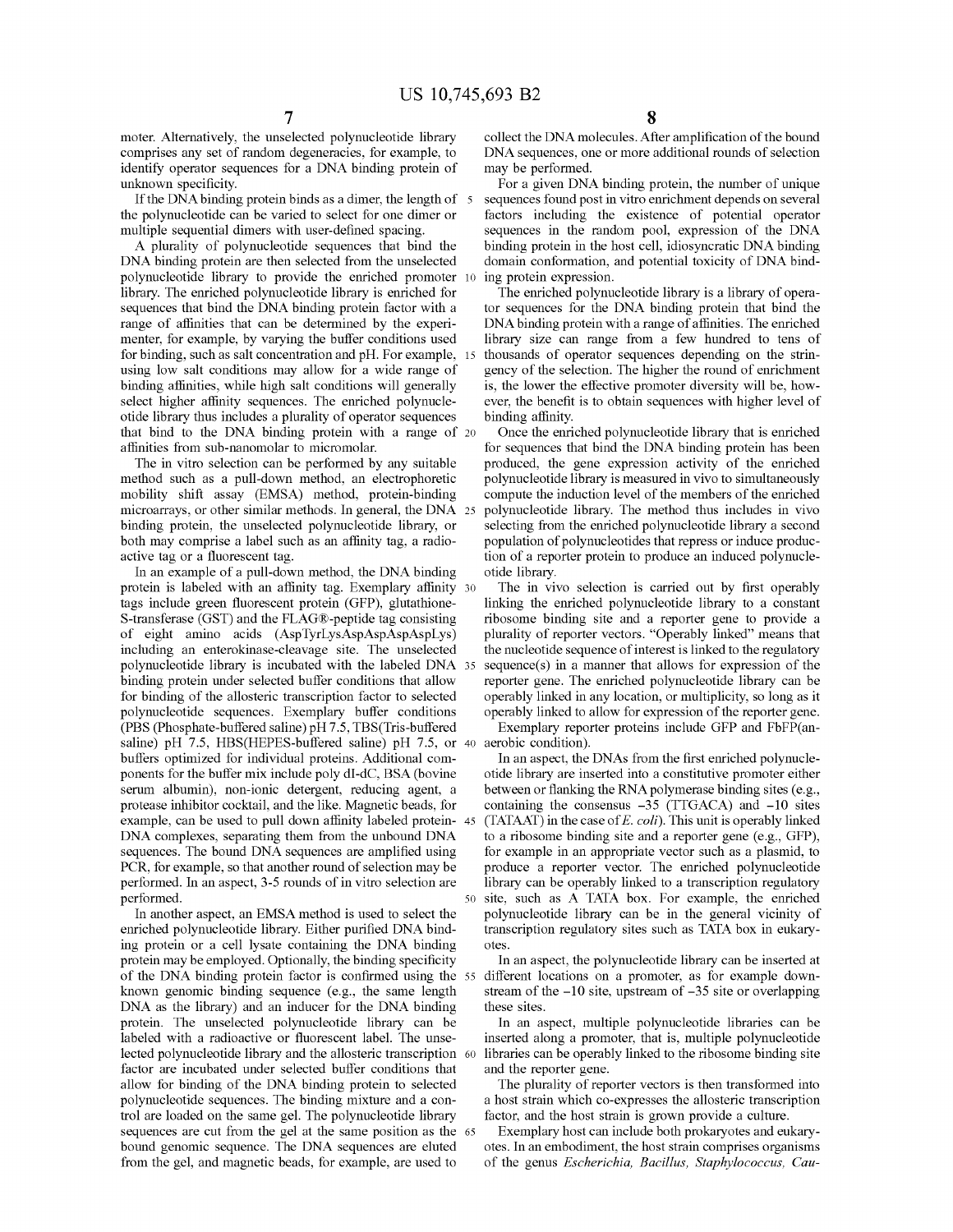moter. Alternatively, the unselected polynucleotide library comprises any set of random degeneracies, for example, to identify operator sequences for a DNA binding protein of unknown specificity.

If the DNA binding protein binds as a dimer, the length of the polynucleotide can be varied to select for one dimer or multiple sequential dimers with user-defined spacing.

A plurality of polynucleotide sequences that bind the DNA binding protein are then selected from the unselected polynucleotide library to provide the enriched promoter library. The enriched polynucleotide library is enriched for sequences that bind the DNA binding protein factor with a range of affinities that can be determined by the experimenter, for example, by varying the buffer conditions used for binding, such as salt concentration and pH. For example, using low salt conditions may allow for a wide range of binding affinities, while high salt conditions will generally select higher affinity sequences. The enriched polynucleotide library thus includes a plurality of operator sequences that bind to the DNA binding protein with a range of affinities from sub-nanomolar to micromolar.

The in vitro selection can be performed by any suitable method such as a pull-down method, an electrophoretic mobility shift assay (EMSA) method, protein-binding microarrays, or other similar methods. In general, the DNA binding protein, the unselected polynucleotide library, or both may comprise a label such as an affinity tag, a radioactive tag or a fluorescent tag.

In an example of a pull-down method, the DNA binding protein is labeled with an affinity tag. Exemplary affinity tags include green fluorescent protein (GFP), glutathione-S-transferase (GST) and the FLAG®-peptide tag consisting of eight amino acids (AspTyrLysAspAspAspAspLys) including an enterokinase-cleavage site. The unselected polynucleotide library is incubated with the labeled DNA binding protein under selected buffer conditions that allow for binding of the allosteric transcription factor to selected polynucleotide sequences. Exemplary buffer conditions (PBS (Phosphate-buffered saline) pH 7.5, TBS(Tris-buffered saline) pH 7.5, HBS(HEPES-buffered saline) pH 7.5, or buffers optimized for individual proteins. Additional components for the buffer mix include poly dI-dC, BSA (bovine serum albumin), non-ionic detergent, reducing agent, a protease inhibitor cocktail, and the like. Magnetic beads, for example, can be used to pull down affinity labeled protein-DNA complexes, separating them from the unbound DNA sequences. The bound DNA sequences are amplified using PCR, for example, so that another round of selection may be performed. In an aspect, 3-5 rounds of in vitro selection are performed.

In another aspect, an EMSA method is used to select the enriched polynucleotide library. Either purified DNA binding protein or a cell lysate containing the DNA binding protein may be employed. Optionally, the binding specificity of the DNA binding protein factor is confirmed using the known genomic binding sequence (e.g., the same length DNA as the library) and an inducer for the DNA binding protein. The unselected polynucleotide library can be labeled with a radioactive or fluorescent label. The unselected polynucleotide library and the allosteric transcription factor are incubated under selected buffer conditions that allow for binding of the DNA binding protein to selected polynucleotide sequences. The binding mixture and a control are loaded on the same gel. The polynucleotide library sequences are cut from the gel at the same position as the bound genomic sequence. The DNA sequences are eluted from the gel, and magnetic beads, for example, are used to collect the DNA molecules. After amplification of the bound DNA sequences, one or more additional rounds of selection may be performed.

For a given DNA binding protein, the number of unique sequences found post in vitro enrichment depends on several factors including the existence of potential operator sequences in the random pool, expression of the DNA binding protein in the host cell, idiosyncratic DNA binding domain conformation, and potential toxicity of DNA binding protein expression.

The enriched polynucleotide library is a library of operator sequences for the DNA binding protein that bind the DNA binding protein with a range of affinities. The enriched library size can range from a few hundred to tens of thousands of operator sequences depending on the stringency of the selection. The higher the round of enrichment is, the lower the effective promoter diversity will be, however, the benefit is to obtain sequences with higher level of binding affinity.

Once the enriched polynucleotide library that is enriched for sequences that bind the DNA binding protein has been produced, the gene expression activity of the enriched polynucleotide library is measured in vivo to simultaneously compute the induction level of the members of the enriched polynucleotide library. The method thus includes in vivo selecting from the enriched polynucleotide library a second population of polynucleotides that repress or induce production of a reporter protein to produce an induced polynucleotide library.

The in vivo selection is carried out by first operably linking the enriched polynucleotide library to a constant ribosome binding site and a reporter gene to provide a plurality of reporter vectors. "Operably linked" means that the nucleotide sequence of interest is linked to the regulatory sequence(s) in a manner that allows for expression of the reporter gene. The enriched polynucleotide library can be operably linked in any location, or multiplicity, so long as it operably linked to allow for expression of the reporter gene.

Exemplary reporter proteins include GFP and FbFP(anaerobic condition).

In an aspect, the DNAs from the first enriched polynucleotide library are inserted into a constitutive promoter either between or flanking the RNA polymerase binding sites (e.g., containing the consensus −35 (TTGACA) and −10 sites (TATAAT) in the case of *E. coli*). This unit is operably linked to a ribosome binding site and a reporter gene (e.g., GFP), for example in an appropriate vector such as a plasmid, to produce a reporter vector. The enriched polynucleotide library can be operably linked to a transcription regulatory site, such as A TATA box. For example, the enriched polynucleotide library can be in the general vicinity of transcription regulatory sites such as TATA box in eukaryotes.

In an aspect, the polynucleotide library can be inserted at different locations on a promoter, as for example downstream of the −10 site, upstream of −35 site or overlapping these sites.

In an aspect, multiple polynucleotide libraries can be inserted along a promoter, that is, multiple polynucleotide libraries can be operably linked to the ribosome binding site and the reporter gene.

The plurality of reporter vectors is then transformed into a host strain which co-expresses the allosteric transcription factor, and the host strain is grown provide a culture.

Exemplary host can include both prokaryotes and eukaryotes. In an embodiment, the host strain comprises organisms of the genus *Escherichia, Bacillus, Staphylococcus, Cau-*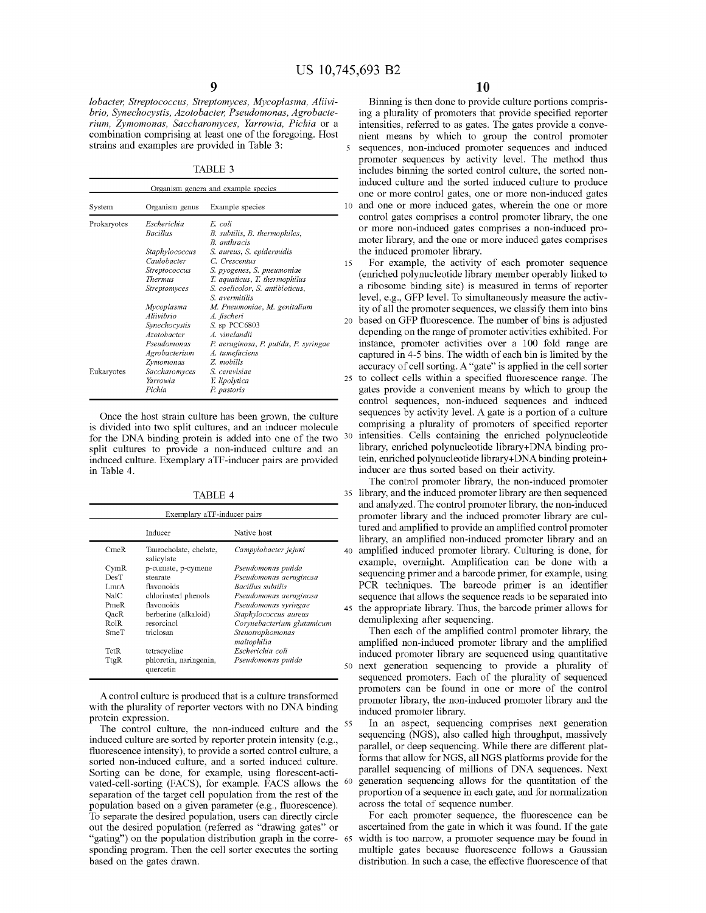*lobacter, Streptococcus, Streptomyces, Mycoplasma, Aliivibrio, Synechocystis, Azotobacter, Pseudomonas, Agrobacterium, Zymomonas, Saccharomyces, Yarrowia, Pichia* or a combination comprising at least one of the foregoing. Host strains and examples are provided in Table 3:

TABLE 3

| Organism genera and example species | | |
|---|---|---|
| System | Organism genus | Example species |
| Prokaryotes | *Escherichia* | *E. coli* |
| | *Bacillus* | *B. subtilis, B. thermophiles, B. anthracis* |
| | *Staphylococcus* | *S. aureus, S. epidermidis* |
| | *Caulobacter* | *C. Crescentus* |
| | *Streptococcus* | *S. pyogenes, S. pneumoniae* |
| | *Thermus* | *T. aquaticus, T. thermophilus* |
| | *Streptomyces* | *S. coelicolor, S. antibioticus, S. avermitilis* |
| | *Mycoplasma* | *M. Pneumoniae, M. genitalium* |
| | *Aliivibrio* | *A. fischeri* |
| | *Synechocystis* | *S.* sp PCC6803 |
| | *Azotobacter* | *A. vinelandii* |
| | *Pseudomonas* | *P. aeruginosa, P. putida, P. syringae* |
| | *Agrobacterium* | *A. tumefaciens* |
| | *Zymomonas* | *Z. mobills* |
| Eukaryotes | *Saccharomyces* | *S. cerevisiae* |
| | *Yarrowia* | *Y. lipolytica* |
| | *Pichia* | *P. pastoris* |

Once the host strain culture has been grown, the culture is divided into two split cultures, and an inducer molecule for the DNA binding protein is added into one of the two split cultures to provide a non-induced culture and an induced culture. Exemplary aTF-inducer pairs are provided in Table 4.

TABLE 4

| Exemplary aTF-inducer pairs | | |
|---|---|---|
| | Inducer | Native host |
| CmeR | Taurocholate, chelate, salicylate | *Campylobacter jejuni* |
| CymR | p-cumate, p-cymene | *Pseudomonas putida* |
| DesT | stearate | *Pseudomonas aeruginosa* |
| LmrA | flavonoids | *Bacillus subtilis* |
| NalC | chlorinated phenols | *Pseudomonas aeruginosa* |
| PmeR | flavonoids | *Pseudomonas syringae* |
| QacR | berberine (alkaloid) | *Staphylococcus aureus* |
| RolR | resorcinol | *Corynebacterium glutamicum* |
| SmeT | triclosan | *Stenotrophomonas maltophilia* |
| TetR | tetracycline | *Escherichia coli* |
| TtgR | phloretin, naringenin, quercetin | *Pseudomonas putida* |

A control culture is produced that is a culture transformed with the plurality of reporter vectors with no DNA binding protein expression.

The control culture, the non-induced culture and the induced culture are sorted by reporter protein intensity (e.g., fluorescence intensity), to provide a sorted control culture, a sorted non-induced culture, and a sorted induced culture. Sorting can be done, for example, using florescent-activated-cell-sorting (FACS), for example. FACS allows the separation of the target cell population from the rest of the population based on a given parameter (e.g., fluorescence). To separate the desired population, users can directly circle out the desired population (referred as "drawing gates" or "gating") on the population distribution graph in the corresponding program. Then the cell sorter executes the sorting based on the gates drawn.

Binning is then done to provide culture portions comprising a plurality of promoters that provide specified reporter intensities, referred to as gates. The gates provide a convenient means by which to group the control promoter sequences, non-induced promoter sequences and induced promoter sequences by activity level. The method thus includes binning the sorted control culture, the sorted non-induced culture and the sorted induced culture to produce one or more control gates, one or more non-induced gates and one or more induced gates, wherein the one or more control gates comprises a control promoter library, the one or more non-induced gates comprises a non-induced promoter library, and the one or more induced gates comprises the induced promoter library.

For example, the activity of each promoter sequence (enriched polynucleotide library member operably linked to a ribosome binding site) is measured in terms of reporter level, e.g., GFP level. To simultaneously measure the activity of all the promoter sequences, we classify them into bins based on GFP fluorescence. The number of bins is adjusted depending on the range of promoter activities exhibited. For instance, promoter activities over a 100 fold range are captured in 4-5 bins. The width of each bin is limited by the accuracy of cell sorting. A "gate" is applied in the cell sorter to collect cells within a specified fluorescence range. The gates provide a convenient means by which to group the control sequences, non-induced sequences and induced sequences by activity level. A gate is a portion of a culture comprising a plurality of promoters of specified reporter intensities. Cells containing the enriched polynucleotide library, enriched polynucleotide library+DNA binding protein, enriched polynucleotide library+DNA binding protein+inducer are thus sorted based on their activity.

The control promoter library, the non-induced promoter library, and the induced promoter library are then sequenced and analyzed. The control promoter library, the non-induced promoter library and the induced promoter library are cultured and amplified to provide an amplified control promoter library, an amplified non-induced promoter library and an amplified induced promoter library. Culturing is done, for example, overnight. Amplification can be done with a sequencing primer and a barcode primer, for example, using PCR techniques. The barcode primer is an identifier sequence that allows the sequence reads to be separated into the appropriate library. Thus, the barcode primer allows for demultiplexing after sequencing.

Then each of the amplified control promoter library, the amplified non-induced promoter library and the amplified induced promoter library are sequenced using quantitative next generation sequencing to provide a plurality of sequenced promoters. Each of the plurality of sequenced promoters can be found in one or more of the control promoter library, the non-induced promoter library and the induced promoter library.

In an aspect, sequencing comprises next generation sequencing (NGS), also called high throughput, massively parallel, or deep sequencing. While there are different platforms that allow for NGS, all NGS platforms provide for the parallel sequencing of millions of DNA sequences. Next generation sequencing allows for the quantitation of the proportion of a sequence in each gate, and for normalization across the total of sequence number.

For each promoter sequence, the fluorescence can be ascertained from the gate in which it was found. If the gate width is too narrow, a promoter sequence may be found in multiple gates because fluorescence follows a Gaussian distribution. In such a case, the effective fluorescence of that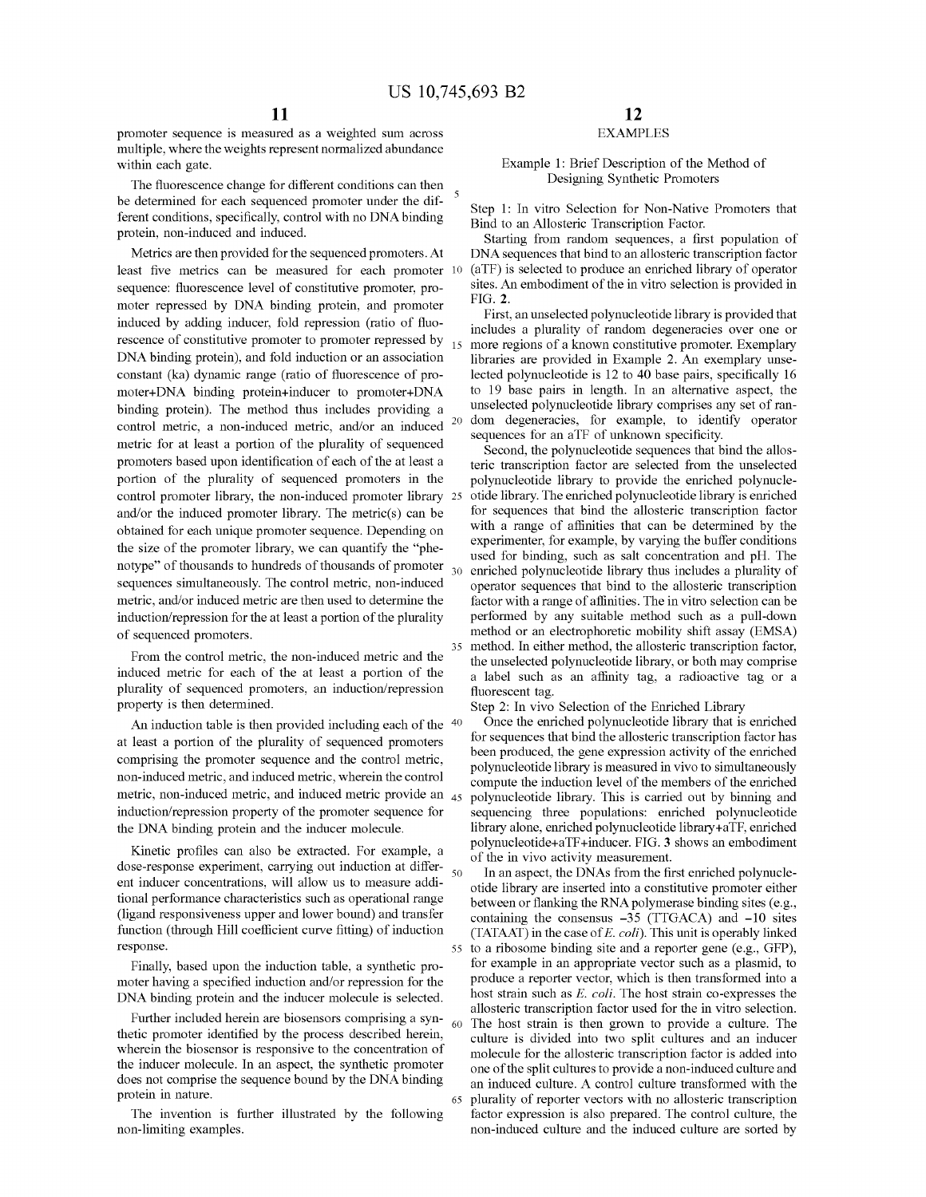promoter sequence is measured as a weighted sum across multiple, where the weights represent normalized abundance within each gate.

The fluorescence change for different conditions can then be determined for each sequenced promoter under the different conditions, specifically, control with no DNA binding protein, non-induced and induced.

Metrics are then provided for the sequenced promoters. At least five metrics can be measured for each promoter sequence: fluorescence level of constitutive promoter, promoter repressed by DNA binding protein, and promoter induced by adding inducer, fold repression (ratio of fluorescence of constitutive promoter to promoter repressed by DNA binding protein), and fold induction or an association constant (ka) dynamic range (ratio of fluorescence of promoter+DNA binding protein+inducer to promoter+DNA binding protein). The method thus includes providing a control metric, a non-induced metric, and/or an induced metric for at least a portion of the plurality of sequenced promoters based upon identification of each of the at least a portion of the plurality of sequenced promoters in the control promoter library, the non-induced promoter library and/or the induced promoter library. The metric(s) can be obtained for each unique promoter sequence. Depending on the size of the promoter library, we can quantify the "phenotype" of thousands to hundreds of thousands of promoter sequences simultaneously. The control metric, non-induced metric, and/or induced metric are then used to determine the induction/repression for the at least a portion of the plurality of sequenced promoters.

From the control metric, the non-induced metric and the induced metric for each of the at least a portion of the plurality of sequenced promoters, an induction/repression property is then determined.

An induction table is then provided including each of the at least a portion of the plurality of sequenced promoters comprising the promoter sequence and the control metric, non-induced metric, and induced metric, wherein the control metric, non-induced metric, and induced metric provide an induction/repression property of the promoter sequence for the DNA binding protein and the inducer molecule.

Kinetic profiles can also be extracted. For example, a dose-response experiment, carrying out induction at different inducer concentrations, will allow us to measure additional performance characteristics such as operational range (ligand responsiveness upper and lower bound) and transfer function (through Hill coefficient curve fitting) of induction response.

Finally, based upon the induction table, a synthetic promoter having a specified induction and/or repression for the DNA binding protein and the inducer molecule is selected.

Further included herein are biosensors comprising a synthetic promoter identified by the process described herein, wherein the biosensor is responsive to the concentration of the inducer molecule. In an aspect, the synthetic promoter does not comprise the sequence bound by the DNA binding protein in nature.

The invention is further illustrated by the following non-limiting examples.

## EXAMPLES

### Example 1: Brief Description of the Method of Designing Synthetic Promoters

Step 1: In vitro Selection for Non-Native Promoters that Bind to an Allosteric Transcription Factor.

Starting from random sequences, a first population of DNA sequences that bind to an allosteric transcription factor (aTF) is selected to produce an enriched library of operator sites. An embodiment of the in vitro selection is provided in FIG. 2.

First, an unselected polynucleotide library is provided that includes a plurality of random degeneracies over one or more regions of a known constitutive promoter. Exemplary libraries are provided in Example 2. An exemplary unselected polynucleotide is 12 to 40 base pairs, specifically 16 to 19 base pairs in length. In an alternative aspect, the unselected polynucleotide library comprises any set of random degeneracies, for example, to identify operator sequences for an aTF of unknown specificity.

Second, the polynucleotide sequences that bind the allosteric transcription factor are selected from the unselected polynucleotide library to provide the enriched polynucleotide library. The enriched polynucleotide library is enriched for sequences that bind the allosteric transcription factor with a range of affinities that can be determined by the experimenter, for example, by varying the buffer conditions used for binding, such as salt concentration and pH. The enriched polynucleotide library thus includes a plurality of operator sequences that bind to the allosteric transcription factor with a range of affinities. The in vitro selection can be performed by any suitable method such as a pull-down method or an electrophoretic mobility shift assay (EMSA) method. In either method, the allosteric transcription factor, the unselected polynucleotide library, or both may comprise a label such as an affinity tag, a radioactive tag or a fluorescent tag.

Step 2: In vivo Selection of the Enriched Library

Once the enriched polynucleotide library that is enriched for sequences that bind the allosteric transcription factor has been produced, the gene expression activity of the enriched polynucleotide library is measured in vivo to simultaneously compute the induction level of the members of the enriched polynucleotide library. This is carried out by binning and sequencing three populations: enriched polynucleotide library alone, enriched polynucleotide library+aTF, enriched polynucleotide+aTF+inducer. FIG. 3 shows an embodiment of the in vivo activity measurement.

In an aspect, the DNAs from the first enriched polynucleotide library are inserted into a constitutive promoter either between or flanking the RNA polymerase binding sites (e.g., containing the consensus −35 (TTGACA) and −10 sites (TATAAT) in the case of *E. coli*). This unit is operably linked to a ribosome binding site and a reporter gene (e.g., GFP), for example in an appropriate vector such as a plasmid, to produce a reporter vector, which is then transformed into a host strain such as *E. coli*. The host strain co-expresses the allosteric transcription factor used for the in vitro selection. The host strain is then grown to provide a culture. The culture is divided into two split cultures and an inducer molecule for the allosteric transcription factor is added into one of the split cultures to provide a non-induced culture and an induced culture. A control culture transformed with the plurality of reporter vectors with no allosteric transcription factor expression is also prepared. The control culture, the non-induced culture and the induced culture are sorted by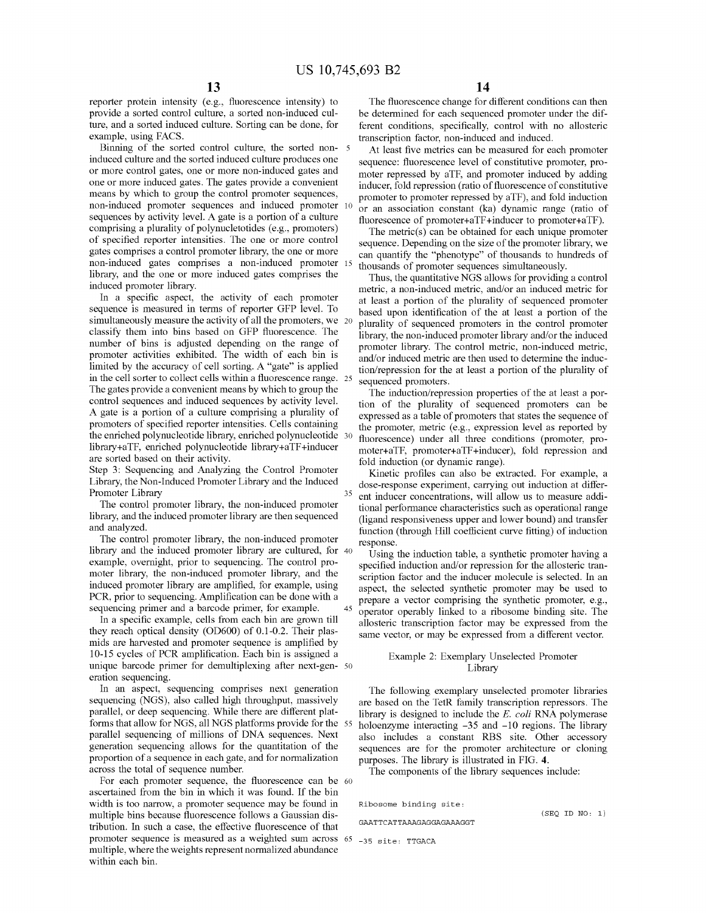reporter protein intensity (e.g., fluorescence intensity) to provide a sorted control culture, a sorted non-induced culture, and a sorted induced culture. Sorting can be done, for example, using FACS.

Binning of the sorted control culture, the sorted non-induced culture and the sorted induced culture produces one or more control gates, one or more non-induced gates and one or more induced gates. The gates provide a convenient means by which to group the control promoter sequences, non-induced promoter sequences and induced promoter sequences by activity level. A gate is a portion of a culture comprising a plurality of polynucleotides (e.g., promoters) of specified reporter intensities. The one or more control gates comprises a control promoter library, the one or more non-induced gates comprises a non-induced promoter library, and the one or more induced gates comprises the induced promoter library.

In a specific aspect, the activity of each promoter sequence is measured in terms of reporter GFP level. To simultaneously measure the activity of all the promoters, we classify them into bins based on GFP fluorescence. The number of bins is adjusted depending on the range of promoter activities exhibited. The width of each bin is limited by the accuracy of cell sorting. A "gate" is applied in the cell sorter to collect cells within a fluorescence range. The gates provide a convenient means by which to group the control sequences and induced sequences by activity level. A gate is a portion of a culture comprising a plurality of promoters of specified reporter intensities. Cells containing the enriched polynucleotide library, enriched polynucleotide library+aTF, enriched polynucleotide library+aTF+inducer are sorted based on their activity.

Step 3: Sequencing and Analyzing the Control Promoter Library, the Non-Induced Promoter Library and the Induced Promoter Library

The control promoter library, the non-induced promoter library, and the induced promoter library are then sequenced and analyzed.

The control promoter library, the non-induced promoter library and the induced promoter library are cultured, for example, overnight, prior to sequencing. The control promoter library, the non-induced promoter library, and the induced promoter library are amplified, for example, using PCR, prior to sequencing. Amplification can be done with a sequencing primer and a barcode primer, for example.

In a specific example, cells from each bin are grown till they reach optical density (OD600) of 0.1-0.2. Their plasmids are harvested and promoter sequence is amplified by 10-15 cycles of PCR amplification. Each bin is assigned a unique barcode primer for demultiplexing after next-generation sequencing.

In an aspect, sequencing comprises next generation sequencing (NGS), also called high throughput, massively parallel, or deep sequencing. While there are different platforms that allow for NGS, all NGS platforms provide for the parallel sequencing of millions of DNA sequences. Next generation sequencing allows for the quantitation of the proportion of a sequence in each gate, and for normalization across the total of sequence number.

For each promoter sequence, the fluorescence can be ascertained from the bin in which it was found. If the bin width is too narrow, a promoter sequence may be found in multiple bins because fluorescence follows a Gaussian distribution. In such a case, the effective fluorescence of that promoter sequence is measured as a weighted sum across multiple, where the weights represent normalized abundance within each bin.

The fluorescence change for different conditions can then be determined for each sequenced promoter under the different conditions, specifically, control with no allosteric transcription factor, non-induced and induced.

At least five metrics can be measured for each promoter sequence: fluorescence level of constitutive promoter, promoter repressed by aTF, and promoter induced by adding inducer, fold repression (ratio of fluorescence of constitutive promoter to promoter repressed by aTF), and fold induction or an association constant (ka) dynamic range (ratio of fluorescence of promoter+aTF+inducer to promoter+aTF).

The metric(s) can be obtained for each unique promoter sequence. Depending on the size of the promoter library, we can quantify the "phenotype" of thousands to hundreds of thousands of promoter sequences simultaneously.

Thus, the quantitative NGS allows for providing a control metric, a non-induced metric, and/or an induced metric for at least a portion of the plurality of sequenced promoter based upon identification of the at least a portion of the plurality of sequenced promoters in the control promoter library, the non-induced promoter library and/or the induced promoter library. The control metric, non-induced metric, and/or induced metric are then used to determine the induction/repression for the at least a portion of the plurality of sequenced promoters.

The induction/repression properties of the at least a portion of the plurality of sequenced promoters can be expressed as a table of promoters that states the sequence of the promoter, metric (e.g., expression level as reported by fluorescence) under all three conditions (promoter, promoter+aTF, promoter+aTF+inducer), fold repression and fold induction (or dynamic range).

Kinetic profiles can also be extracted. For example, a dose-response experiment, carrying out induction at different inducer concentrations, will allow us to measure additional performance characteristics such as operational range (ligand responsiveness upper and lower bound) and transfer function (through Hill coefficient curve fitting) of induction response.

Using the induction table, a synthetic promoter having a specified induction and/or repression for the allosteric transcription factor and the inducer molecule is selected. In an aspect, the selected synthetic promoter may be used to prepare a vector comprising the synthetic promoter, e.g., operator operably linked to a ribosome binding site. The allosteric transcription factor may be expressed from the same vector, or may be expressed from a different vector.

## Example 2: Exemplary Unselected Promoter Library

The following exemplary unselected promoter libraries are based on the TetR family transcription repressors. The library is designed to include the *E. coli* RNA polymerase holoenzyme interacting −35 and −10 regions. The library also includes a constant RBS site. Other accessory sequences are for the promoter architecture or cloning purposes. The library is illustrated in FIG. 4.

The components of the library sequences include:

```
Ribosome binding site:
                                        (SEQ ID NO: 1)
GAATTCATTAAAGAGGAGAAAGGT

-35 site: TTGACA
```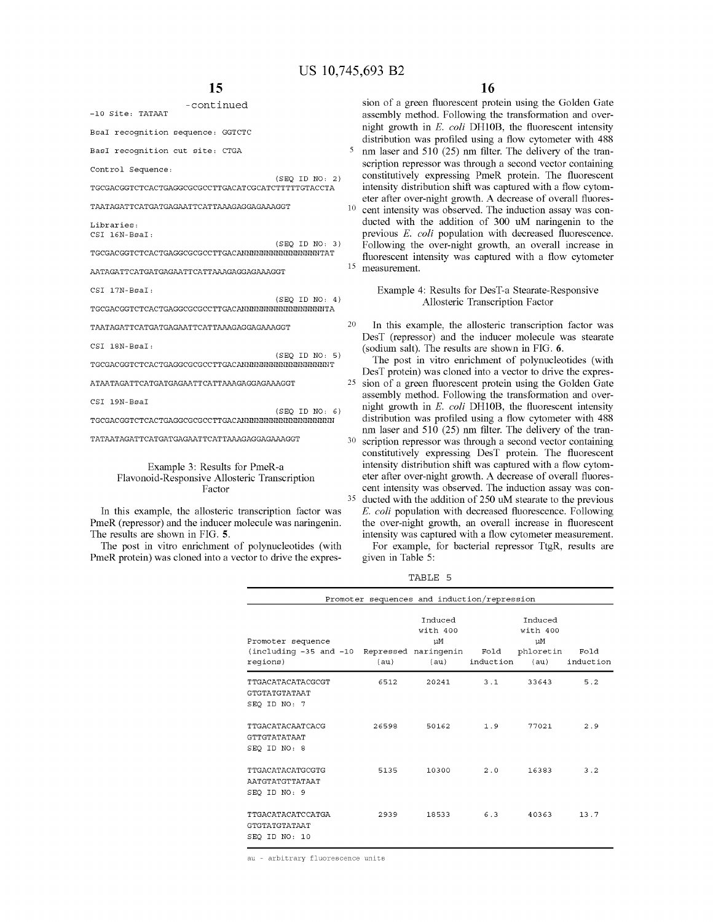-continued

```
-10 Site: TATAAT

BsaI recognition sequence: GGTCTC

BasI recognition cut site: CTGA

Control Sequence:
                                        (SEQ ID NO: 2)
TGCGACGGTCTCACTGAGGCGCGCCTTGACATCGCATCTTTTTGTACCTA

TAATAGATTCATGATGAGAATTCATTAAAGAGGAGAAAGGT

Libraries:
CSI 16N-BsaI:
                                        (SEQ ID NO: 3)
TGCGACGGTCTCACTGAGGCGCGCCTTGACANNNNNNNNNNNNNNNNTAT

AATAGATTCATGATGAGAATTCATTAAAGAGGAGAAAGGT

CSI 17N-BsaI:
                                        (SEQ ID NO: 4)
TGCGACGGTCTCACTGAGGCGCGCCTTGACANNNNNNNNNNNNNNNNNTA

TAATAGATTCATGATGAGAATTCATTAAAGAGGAGAAAGGT

CSI 18N-BsaI:
                                        (SEQ ID NO: 5)
TGCGACGGTCTCACTGAGGCGCGCCTTGACANNNNNNNNNNNNNNNNNNT

ATAATAGATTCATGATGAGAATTCATTAAAGAGGAGAAAGGT

CSI 19N-BsaI
                                        (SEQ ID NO: 6)
TGCGACGGTCTCACTGAGGCGCGCCTTGACANNNNNNNNNNNNNNNNNNN

TATAATAGATTCATGATGAGAATTCATTAAAGAGGAGAAAGGT
```

### Example 3: Results for PmeR-a Flavonoid-Responsive Allosteric Transcription Factor

In this example, the allosteric transcription factor was PmeR (repressor) and the inducer molecule was naringenin. The results are shown in FIG. **5**.

The post in vitro enrichment of polynucleotides (with PmeR protein) was cloned into a vector to drive the expression of a green fluorescent protein using the Golden Gate assembly method. Following the transformation and overnight growth in *E. coli* DH10B, the fluorescent intensity distribution was profiled using a flow cytometer with 488 nm laser and 510 (25) nm filter. The delivery of the transcription repressor was through a second vector containing constitutively expressing PmeR protein. The fluorescent intensity distribution shift was captured with a flow cytometer after over-night growth. A decrease of overall fluorescent intensity was observed. The induction assay was conducted with the addition of 300 uM naringenin to the previous *E. coli* population with decreased fluorescence. Following the over-night growth, an overall increase in fluorescent intensity was captured with a flow cytometer measurement.

### Example 4: Results for DesT-a Stearate-Responsive Allosteric Transcription Factor

In this example, the allosteric transcription factor was DesT (repressor) and the inducer molecule was stearate (sodium salt). The results are shown in FIG. **6**.

The post in vitro enrichment of polynucleotides (with DesT protein) was cloned into a vector to drive the expression of a green fluorescent protein using the Golden Gate assembly method. Following the transformation and overnight growth in *E. coli* DH10B, the fluorescent intensity distribution was profiled using a flow cytometer with 488 nm laser and 510 (25) nm filter. The delivery of the transcription repressor was through a second vector containing constitutively expressing DesT protein. The fluorescent intensity distribution shift was captured with a flow cytometer after over-night growth. A decrease of overall fluorescent intensity was observed. The induction assay was conducted with the addition of 250 uM stearate to the previous *E. coli* population with decreased fluorescence. Following the over-night growth, an overall increase in fluorescent intensity was captured with a flow cytometer measurement.

For example, for bacterial repressor TtgR, results are given in Table 5:

TABLE 5

Promoter sequences and induction/repression

| Promoter sequence (including -35 and -10 regions) | Repressed (au) | Induced with 400 μM naringenin (au) | Fold induction | Induced with 400 μM phloretin (au) | Fold induction |
|---|---|---|---|---|---|
| TTGACATACATACGCGT GTGTATGTATAAT SEQ ID NO: 7 | 6512 | 20241 | 3.1 | 33643 | 5.2 |
| TTGACATACAATCACG GTTGTATATAAT SEQ ID NO: 8 | 26598 | 50162 | 1.9 | 77021 | 2.9 |
| TTGACATACATGCGTG AATGTATGTTATAAT SEQ ID NO: 9 | 5135 | 10300 | 2.0 | 16383 | 3.2 |
| TTGACATACATCCATGA GTGTATGTATAAT SEQ ID NO: 10 | 2939 | 18533 | 6.3 | 40363 | 13.7 |

au - arbitrary fluorescence units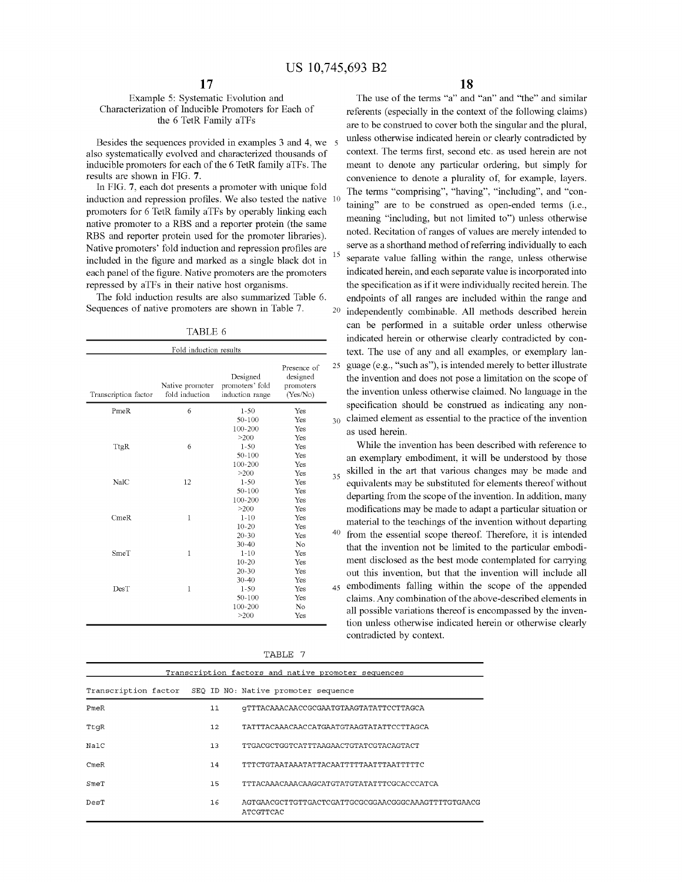## Example 5: Systematic Evolution and Characterization of Inducible Promoters for Each of the 6 TetR Family aTFs

Besides the sequences provided in examples 3 and 4, we also systematically evolved and characterized thousands of inducible promoters for each of the 6 TetR family aTFs. The results are shown in FIG. 7.

In FIG. 7, each dot presents a promoter with unique fold induction and repression profiles. We also tested the native promoters for 6 TetR family aTFs by operably linking each native promoter to a RBS and a reporter protein (the same RBS and reporter protein used for the promoter libraries). Native promoters' fold induction and repression profiles are included in the figure and marked as a single black dot in each panel of the figure. Native promoters are the promoters repressed by aTFs in their native host organisms.

The fold induction results are also summarized Table 6. Sequences of native promoters are shown in Table 7.

TABLE 6

| Fold induction results | | | |
|---|---|---|---|
| Transcription factor | Native promoter fold induction | Designed promoters' fold induction range | Presence of designed promoters (Yes/No) |
| PmeR | 6 | 1-50 | Yes |
| | | 50-100 | Yes |
| | | 100-200 | Yes |
| | | >200 | Yes |
| TtgR | 6 | 1-50 | Yes |
| | | 50-100 | Yes |
| | | 100-200 | Yes |
| | | >200 | Yes |
| NalC | 12 | 1-50 | Yes |
| | | 50-100 | Yes |
| | | 100-200 | Yes |
| | | >200 | Yes |
| CmeR | 1 | 1-10 | Yes |
| | | 10-20 | Yes |
| | | 20-30 | Yes |
| | | 30-40 | No |
| SmeT | 1 | 1-10 | Yes |
| | | 10-20 | Yes |
| | | 20-30 | Yes |
| | | 30-40 | Yes |
| DesT | 1 | 1-50 | Yes |
| | | 50-100 | Yes |
| | | 100-200 | No |
| | | >200 | Yes |

The use of the terms "a" and "an" and "the" and similar referents (especially in the context of the following claims) are to be construed to cover both the singular and the plural, unless otherwise indicated herein or clearly contradicted by context. The terms first, second etc. as used herein are not meant to denote any particular ordering, but simply for convenience to denote a plurality of, for example, layers. The terms "comprising", "having", "including", and "containing" are to be construed as open-ended terms (i.e., meaning "including, but not limited to") unless otherwise noted. Recitation of ranges of values are merely intended to serve as a shorthand method of referring individually to each separate value falling within the range, unless otherwise indicated herein, and each separate value is incorporated into the specification as if it were individually recited herein. The endpoints of all ranges are included within the range and independently combinable. All methods described herein can be performed in a suitable order unless otherwise indicated herein or otherwise clearly contradicted by context. The use of any and all examples, or exemplary language (e.g., "such as"), is intended merely to better illustrate the invention and does not pose a limitation on the scope of the invention unless otherwise claimed. No language in the specification should be construed as indicating any non-claimed element as essential to the practice of the invention as used herein.

While the invention has been described with reference to an exemplary embodiment, it will be understood by those skilled in the art that various changes may be made and equivalents may be substituted for elements thereof without departing from the scope of the invention. In addition, many modifications may be made to adapt a particular situation or material to the teachings of the invention without departing from the essential scope thereof. Therefore, it is intended that the invention not be limited to the particular embodiment disclosed as the best mode contemplated for carrying out this invention, but that the invention will include all embodiments falling within the scope of the appended claims. Any combination of the above-described elements in all possible variations thereof is encompassed by the invention unless otherwise indicated herein or otherwise clearly contradicted by context.

TABLE 7

| Transcription factors and native promoter sequences | | |
|---|---|---|
| Transcription factor | SEQ ID NO: | Native promoter sequence |
| PmeR | 11 | gTTTACAAACAACCGCGAATGTAAGTATATTCCTTAGCA |
| TtgR | 12 | TATTTACAAACAACCATGAATGTAAGTATATTCCTTAGCA |
| NalC | 13 | TTGACGCTGGTCATTTAAGAACTGTATCGTACAGTACT |
| CmeR | 14 | TTTCTGTAATAAATATTACAATTTTTAATTTAATTTTTC |
| SmeT | 15 | TTTACAAACAAACAAGCATGTATGTATATTTCGCACCCATCA |
| DesT | 16 | AGTGAACGCTTGTTGACTCGATTGCGCGGAACGGGCAAAGTTTTGTGAACG ATCGTTCAC |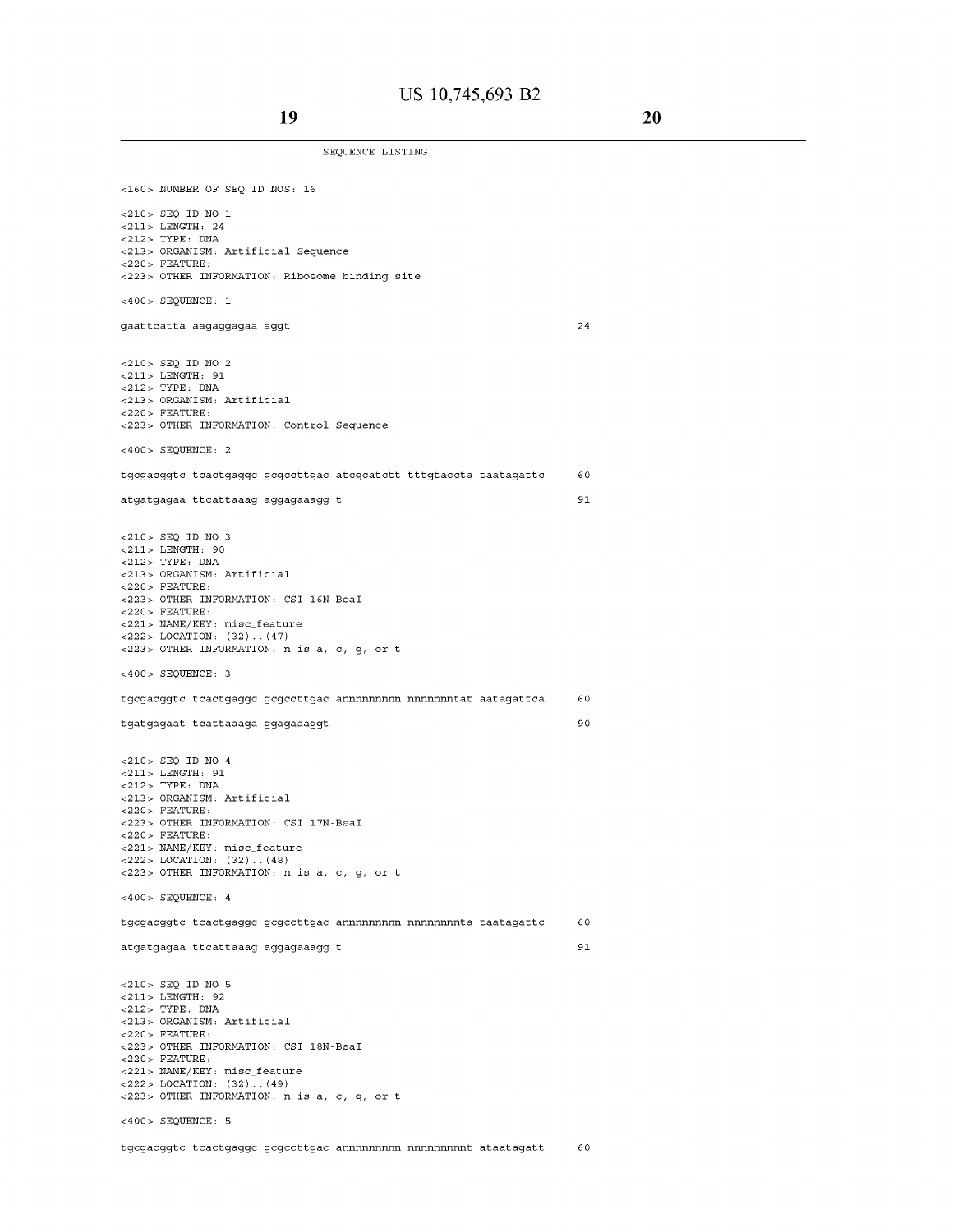SEQUENCE LISTING

```
<160> NUMBER OF SEQ ID NOS: 16

<210> SEQ ID NO 1
<211> LENGTH: 24
<212> TYPE: DNA
<213> ORGANISM: Artificial Sequence
<220> FEATURE:
<223> OTHER INFORMATION: Ribosome binding site

<400> SEQUENCE: 1

gaattcatta aagaggagaa aggt                                              24


<210> SEQ ID NO 2
<211> LENGTH: 91
<212> TYPE: DNA
<213> ORGANISM: Artificial
<220> FEATURE:
<223> OTHER INFORMATION: Control Sequence

<400> SEQUENCE: 2

tgcgacggtc tcactgaggc gcgccttgac atcgcatctt tttgtaccta taatagattc       60

atgatgagaa ttcattaaag aggagaaagg t                                      91


<210> SEQ ID NO 3
<211> LENGTH: 90
<212> TYPE: DNA
<213> ORGANISM: Artificial
<220> FEATURE:
<223> OTHER INFORMATION: CSI 16N-BsaI
<220> FEATURE:
<221> NAME/KEY: misc_feature
<222> LOCATION: (32)..(47)
<223> OTHER INFORMATION: n is a, c, g, or t

<400> SEQUENCE: 3

tgcgacggtc tcactgaggc gcgccttgac annnnnnnnn nnnnnnntat aatagattca       60

tgatgagaat tcattaaaga ggagaaaggt                                        90


<210> SEQ ID NO 4
<211> LENGTH: 91
<212> TYPE: DNA
<213> ORGANISM: Artificial
<220> FEATURE:
<223> OTHER INFORMATION: CSI 17N-BsaI
<220> FEATURE:
<221> NAME/KEY: misc_feature
<222> LOCATION: (32)..(48)
<223> OTHER INFORMATION: n is a, c, g, or t

<400> SEQUENCE: 4

tgcgacggtc tcactgaggc gcgccttgac annnnnnnnn nnnnnnnnta taatagattc       60

atgatgagaa ttcattaaag aggagaaagg t                                      91


<210> SEQ ID NO 5
<211> LENGTH: 92
<212> TYPE: DNA
<213> ORGANISM: Artificial
<220> FEATURE:
<223> OTHER INFORMATION: CSI 18N-BsaI
<220> FEATURE:
<221> NAME/KEY: misc_feature
<222> LOCATION: (32)..(49)
<223> OTHER INFORMATION: n is a, c, g, or t

<400> SEQUENCE: 5

tgcgacggtc tcactgaggc gcgccttgac annnnnnnnn nnnnnnnnnt ataatagatt       60
```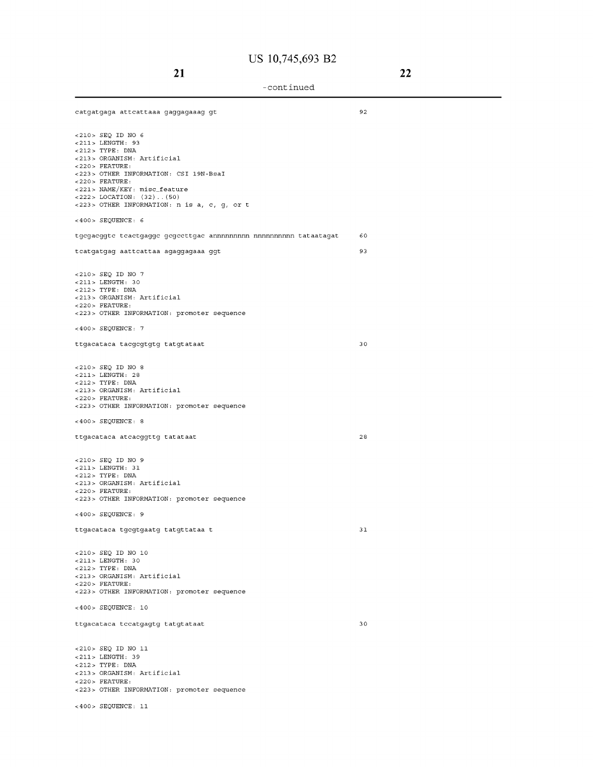-continued

```
catgatgaga attcattaaa gaggagaaag gt                                    92

<210> SEQ ID NO 6
<211> LENGTH: 93
<212> TYPE: DNA
<213> ORGANISM: Artificial
<220> FEATURE:
<223> OTHER INFORMATION: CSI 19N-BsaI
<220> FEATURE:
<221> NAME/KEY: misc_feature
<222> LOCATION: (32)..(50)
<223> OTHER INFORMATION: n is a, c, g, or t

<400> SEQUENCE: 6

tgcgacggtc tcactgaggc gcgccttgac annnnnnnnn nnnnnnnnnn tataatagat      60

tcatgatgag aattcattaa agaggagaaa ggt                                   93

<210> SEQ ID NO 7
<211> LENGTH: 30
<212> TYPE: DNA
<213> ORGANISM: Artificial
<220> FEATURE:
<223> OTHER INFORMATION: promoter sequence

<400> SEQUENCE: 7

ttgacataca tacgcgtgtg tatgtataat                                       30

<210> SEQ ID NO 8
<211> LENGTH: 28
<212> TYPE: DNA
<213> ORGANISM: Artificial
<220> FEATURE:
<223> OTHER INFORMATION: promoter sequence

<400> SEQUENCE: 8

ttgacataca atcacggttg tatataat                                         28

<210> SEQ ID NO 9
<211> LENGTH: 31
<212> TYPE: DNA
<213> ORGANISM: Artificial
<220> FEATURE:
<223> OTHER INFORMATION: promoter sequence

<400> SEQUENCE: 9

ttgacataca tgcgtgaatg tatgttataa t                                     31

<210> SEQ ID NO 10
<211> LENGTH: 30
<212> TYPE: DNA
<213> ORGANISM: Artificial
<220> FEATURE:
<223> OTHER INFORMATION: promoter sequence

<400> SEQUENCE: 10

ttgacataca tccatgagtg tatgtataat                                       30

<210> SEQ ID NO 11
<211> LENGTH: 39
<212> TYPE: DNA
<213> ORGANISM: Artificial
<220> FEATURE:
<223> OTHER INFORMATION: promoter sequence

<400> SEQUENCE: 11
```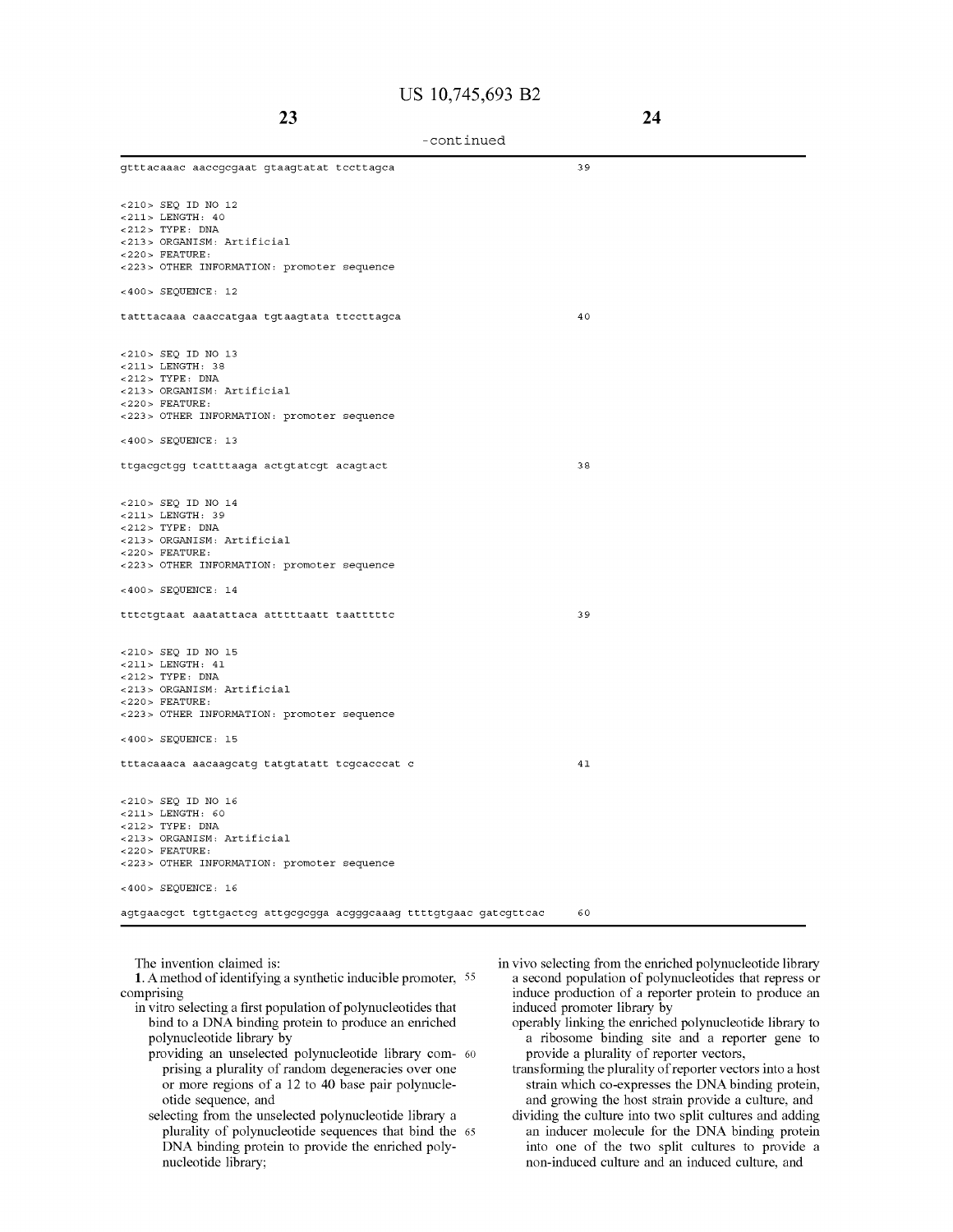-continued

```
gtttacaaac aaccgcgaat gtaagtatat tccttagca                              39


<210> SEQ ID NO 12
<211> LENGTH: 40
<212> TYPE: DNA
<213> ORGANISM: Artificial
<220> FEATURE:
<223> OTHER INFORMATION: promoter sequence

<400> SEQUENCE: 12

tatttacaaa caaccatgaa tgtaagtata ttccttagca                             40


<210> SEQ ID NO 13
<211> LENGTH: 38
<212> TYPE: DNA
<213> ORGANISM: Artificial
<220> FEATURE:
<223> OTHER INFORMATION: promoter sequence

<400> SEQUENCE: 13

ttgacgctgg tcatttaaga actgtatcgt acagtact                               38


<210> SEQ ID NO 14
<211> LENGTH: 39
<212> TYPE: DNA
<213> ORGANISM: Artificial
<220> FEATURE:
<223> OTHER INFORMATION: promoter sequence

<400> SEQUENCE: 14

tttctgtaat aaatattaca atttttaatt taatttttc                              39


<210> SEQ ID NO 15
<211> LENGTH: 41
<212> TYPE: DNA
<213> ORGANISM: Artificial
<220> FEATURE:
<223> OTHER INFORMATION: promoter sequence

<400> SEQUENCE: 15

tttacaaaca aacaagcatg tatgtatatt tcgcacccat c                           41


<210> SEQ ID NO 16
<211> LENGTH: 60
<212> TYPE: DNA
<213> ORGANISM: Artificial
<220> FEATURE:
<223> OTHER INFORMATION: promoter sequence

<400> SEQUENCE: 16

agtgaacgct tgttgactcg attgcgcgga acgggcaaag ttttgtgaac gatcgttcac       60
```

The invention claimed is:

1. A method of identifying a synthetic inducible promoter, comprising

in vitro selecting a first population of polynucleotides that bind to a DNA binding protein to produce an enriched polynucleotide library by

providing an unselected polynucleotide library comprising a plurality of random degeneracies over one or more regions of a 12 to 40 base pair polynucleotide sequence, and

selecting from the unselected polynucleotide library a plurality of polynucleotide sequences that bind the DNA binding protein to provide the enriched polynucleotide library;

in vivo selecting from the enriched polynucleotide library a second population of polynucleotides that repress or induce production of a reporter protein to produce an induced promoter library by

operably linking the enriched polynucleotide library to a ribosome binding site and a reporter gene to provide a plurality of reporter vectors,

transforming the plurality of reporter vectors into a host strain which co-expresses the DNA binding protein, and growing the host strain provide a culture, and

dividing the culture into two split cultures and adding an inducer molecule for the DNA binding protein into one of the two split cultures to provide a non-induced culture and an induced culture, and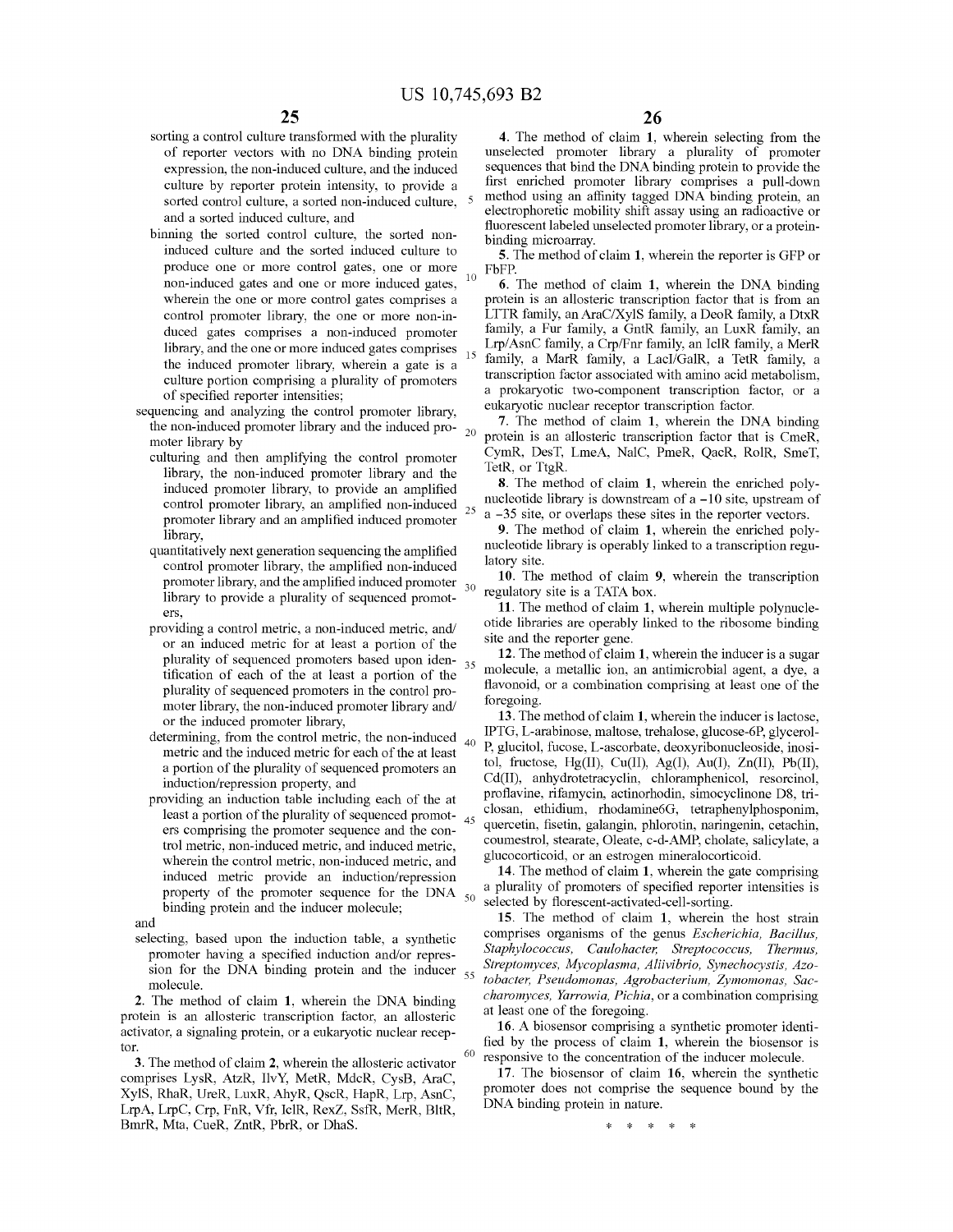sorting a control culture transformed with the plurality of reporter vectors with no DNA binding protein expression, the non-induced culture, and the induced culture by reporter protein intensity, to provide a sorted control culture, a sorted non-induced culture, and a sorted induced culture, and

binning the sorted control culture, the sorted non-induced culture and the sorted induced culture to produce one or more control gates, one or more non-induced gates and one or more induced gates, wherein the one or more control gates comprises a control promoter library, the one or more non-induced gates comprises a non-induced promoter library, and the one or more induced gates comprises the induced promoter library, wherein a gate is a culture portion comprising a plurality of promoters of specified reporter intensities;

sequencing and analyzing the control promoter library, the non-induced promoter library and the induced promoter library by

culturing and then amplifying the control promoter library, the non-induced promoter library and the induced promoter library, to provide an amplified control promoter library, an amplified non-induced promoter library and an amplified induced promoter library,

quantitatively next generation sequencing the amplified control promoter library, the amplified non-induced promoter library, and the amplified induced promoter library to provide a plurality of sequenced promoters,

providing a control metric, a non-induced metric, and/or an induced metric for at least a portion of the plurality of sequenced promoters based upon identification of each of the at least a portion of the plurality of sequenced promoters in the control promoter library, the non-induced promoter library and/or the induced promoter library,

determining, from the control metric, the non-induced metric and the induced metric for each of the at least a portion of the plurality of sequenced promoters an induction/repression property, and

providing an induction table including each of the at least a portion of the plurality of sequenced promoters comprising the promoter sequence and the control metric, non-induced metric, and induced metric, wherein the control metric, non-induced metric, and induced metric provide an induction/repression property of the promoter sequence for the DNA binding protein and the inducer molecule;

and

selecting, based upon the induction table, a synthetic promoter having a specified induction and/or repression for the DNA binding protein and the inducer molecule.

2. The method of claim 1, wherein the DNA binding protein is an allosteric transcription factor, an allosteric activator, a signaling protein, or a eukaryotic nuclear receptor.

3. The method of claim 2, wherein the allosteric activator comprises LysR, AtzR, IlvY, MetR, MdcR, CysB, AraC, XylS, RhaR, UreR, LuxR, AhyR, QscR, HapR, Lrp, AsnC, LrpA, LrpC, Crp, FnR, Vfr, IclR, RexZ, SsfR, MerR, BltR, BmrR, Mta, CueR, ZntR, PbrR, or DhaS.

4. The method of claim 1, wherein selecting from the unselected promoter library a plurality of promoter sequences that bind the DNA binding protein to provide the first enriched promoter library comprises a pull-down method using an affinity tagged DNA binding protein, an electrophoretic mobility shift assay using an radioactive or fluorescent labeled unselected promoter library, or a protein-binding microarray.

5. The method of claim 1, wherein the reporter is GFP or FbFP.

6. The method of claim 1, wherein the DNA binding protein is an allosteric transcription factor that is from an LTTR family, an AraC/XylS family, a DeoR family, a DtxR family, a Fur family, a GntR family, an LuxR family, an Lrp/AsnC family, a Crp/Fnr family, an IclR family, a MerR family, a MarR family, a LacI/GalR, a TetR family, a transcription factor associated with amino acid metabolism, a prokaryotic two-component transcription factor, or a eukaryotic nuclear receptor transcription factor.

7. The method of claim 1, wherein the DNA binding protein is an allosteric transcription factor that is CmeR, CymR, DesT, LmeA, NalC, PmeR, QacR, RolR, SmeT, TetR, or TtgR.

8. The method of claim 1, wherein the enriched polynucleotide library is downstream of a −10 site, upstream of a −35 site, or overlaps these sites in the reporter vectors.

9. The method of claim 1, wherein the enriched polynucleotide library is operably linked to a transcription regulatory site.

10. The method of claim 9, wherein the transcription regulatory site is a TATA box.

11. The method of claim 1, wherein multiple polynucleotide libraries are operably linked to the ribosome binding site and the reporter gene.

12. The method of claim 1, wherein the inducer is a sugar molecule, a metallic ion, an antimicrobial agent, a dye, a flavonoid, or a combination comprising at least one of the foregoing.

13. The method of claim 1, wherein the inducer is lactose, IPTG, L-arabinose, maltose, trehalose, glucose-6P, glycerol-P, glucitol, fucose, L-ascorbate, deoxyribonucleoside, inositol, fructose, Hg(II), Cu(II), Ag(I), Au(I), Zn(II), Pb(II), Cd(II), anhydrotetracyclin, chloramphenicol, resorcinol, proflavine, rifamycin, actinorhodin, simocyclinone D8, triclosan, ethidium, rhodamine6G, tetraphenylphosponim, quercetin, fisetin, galangin, phlorotin, naringenin, cetachin, coumestrol, stearate, Oleate, c-d-AMP, cholate, salicylate, a glucocorticoid, or an estrogen mineralocorticoid.

14. The method of claim 1, wherein the gate comprising a plurality of promoters of specified reporter intensities is selected by florescent-activated-cell-sorting.

15. The method of claim 1, wherein the host strain comprises organisms of the genus *Escherichia, Bacillus, Staphylococcus, Caulohacter, Streptococcus, Thermus, Streptomyces, Mycoplasma, Aliivibrio, Synechocystis, Azotobacter, Pseudomonas, Agrobacterium, Zymomonas, Saccharomyces, Yarrowia, Pichia*, or a combination comprising at least one of the foregoing.

16. A biosensor comprising a synthetic promoter identified by the process of claim 1, wherein the biosensor is responsive to the concentration of the inducer molecule.

17. The biosensor of claim 16, wherein the synthetic promoter does not comprise the sequence bound by the DNA binding protein in nature.

* * * * *